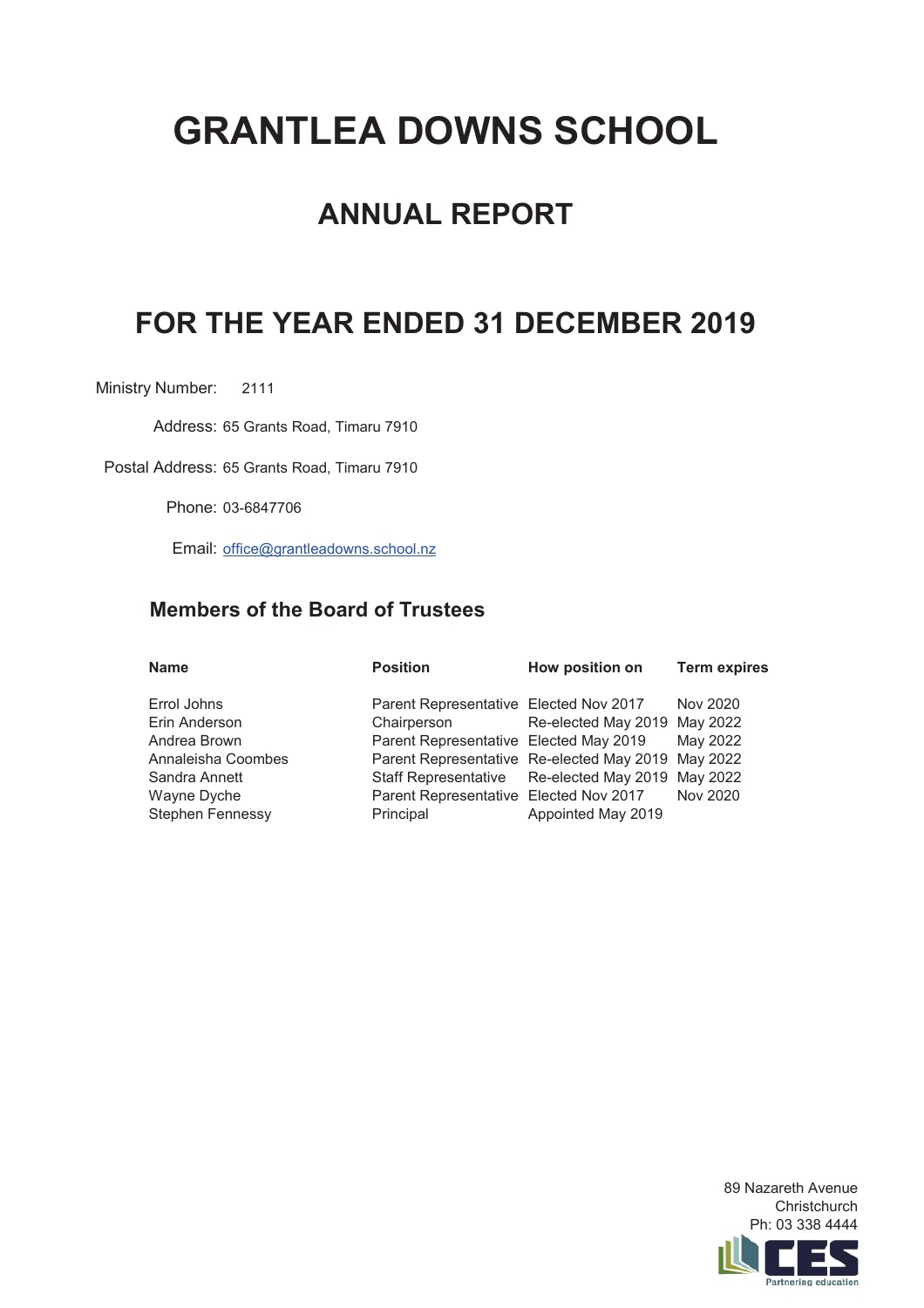# GRANTLEA DOWNS SCHOOL

## ANNUAL REPORT

## FOR THE YEAR ENDED 31 DECEMBER 2019

Ministry Number: 2111

Address: 65 Grants Road, Timaru 7910

Postal Address: 65 Grants Road, Timaru 7910

Phone: 03-6847706

Email: office@grantleadowns.school.nz

### Members of the Board of Trustees

| Name | Position | How position on | Term expires |
|---|---|---|---|
| Errol Johns | Parent Representative | Elected Nov 2017 | Nov 2020 |
| Erin Anderson | Chairperson | Re-elected May 2019 | May 2022 |
| Andrea Brown | Parent Representative | Elected May 2019 | May 2022 |
| Annaleisha Coombes | Parent Representative | Re-elected May 2019 | May 2022 |
| Sandra Annett | Staff Representative | Re-elected May 2019 | May 2022 |
| Wayne Dyche | Parent Representative | Elected Nov 2017 | Nov 2020 |
| Stephen Fennessy | Principal | Appointed May 2019 | |

89 Nazareth Avenue
Christchurch
Ph: 03 338 4444

CES
Partnering education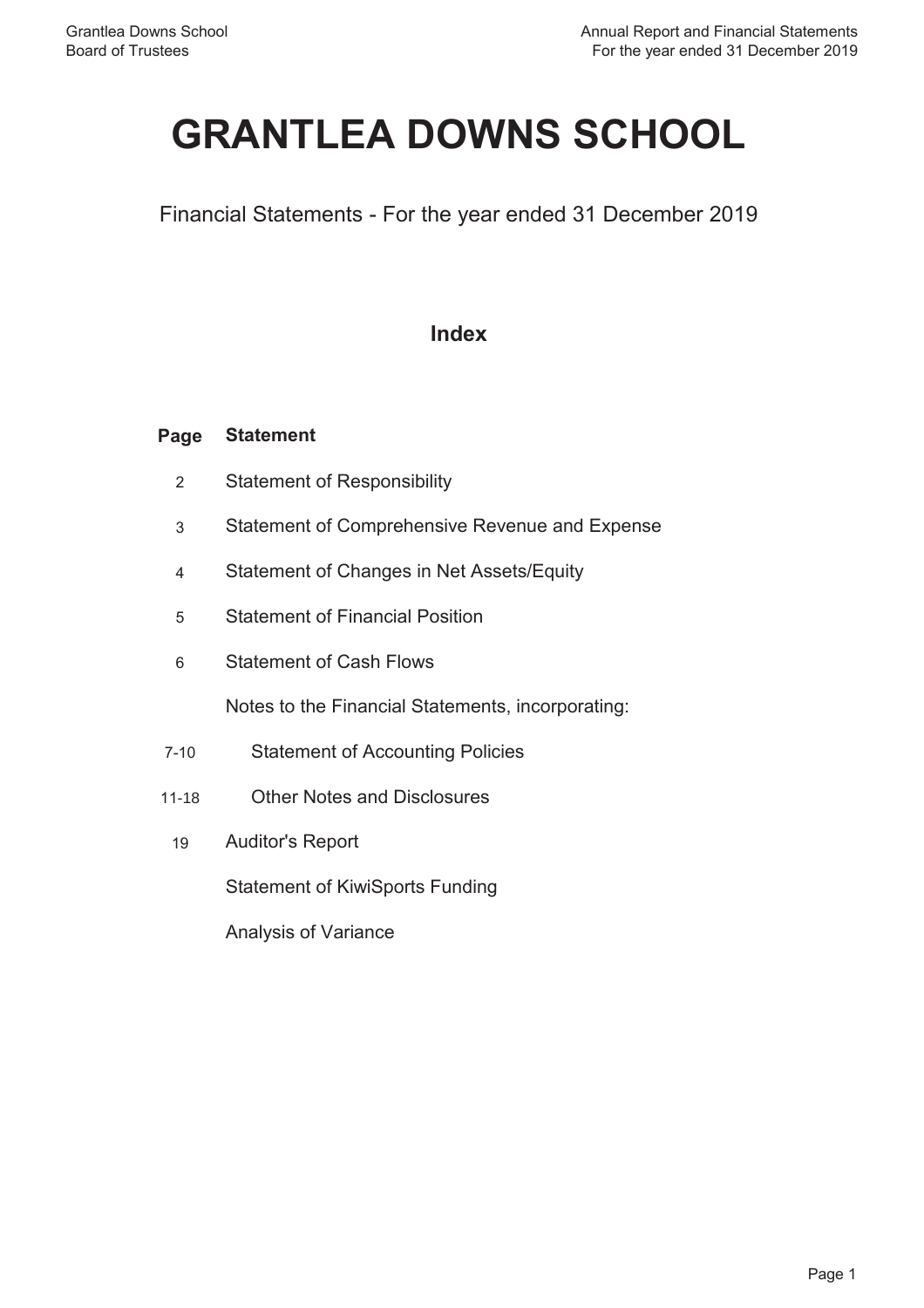# GRANTLEA DOWNS SCHOOL

Financial Statements - For the year ended 31 December 2019

## Index

| Page | Statement |
| --- | --- |
| 2 | Statement of Responsibility |
| 3 | Statement of Comprehensive Revenue and Expense |
| 4 | Statement of Changes in Net Assets/Equity |
| 5 | Statement of Financial Position |
| 6 | Statement of Cash Flows |
| | Notes to the Financial Statements, incorporating: |
| 7-10 | Statement of Accounting Policies |
| 11-18 | Other Notes and Disclosures |
| 19 | Auditor's Report |
| | Statement of KiwiSports Funding |
| | Analysis of Variance |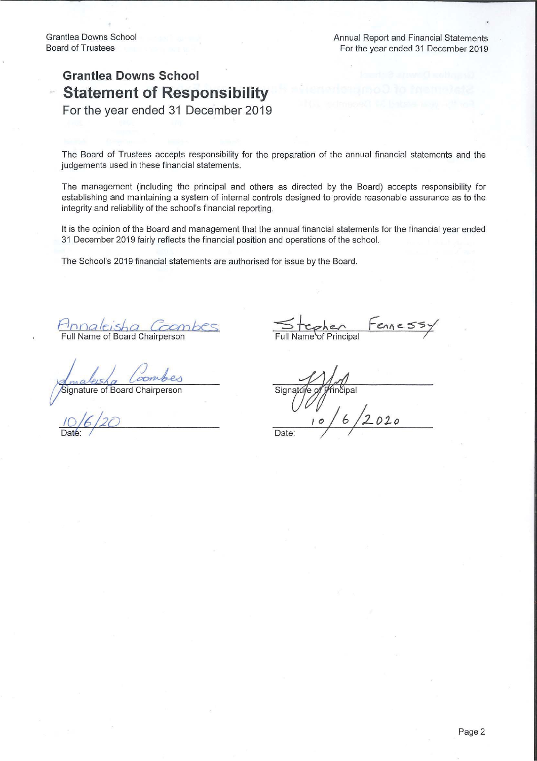# Grantlea Downs School

## Statement of Responsibility

For the year ended 31 December 2019

The Board of Trustees accepts responsibility for the preparation of the annual financial statements and the judgements used in these financial statements.

The management (including the principal and others as directed by the Board) accepts responsibility for establishing and maintaining a system of internal controls designed to provide reasonable assurance as to the integrity and reliability of the school's financial reporting.

It is the opinion of the Board and management that the annual financial statements for the financial year ended 31 December 2019 fairly reflects the financial position and operations of the school.

The School's 2019 financial statements are authorised for issue by the Board.

| | |
|---|---|
| Annaleisha Coombes | Stephen Fennessy |
| Full Name of Board Chairperson | Full Name of Principal |
| (signature) | (signature) |
| Signature of Board Chairperson | Signature of Principal |
| 10/6/20 | 10/6/2020 |
| Date: | Date: |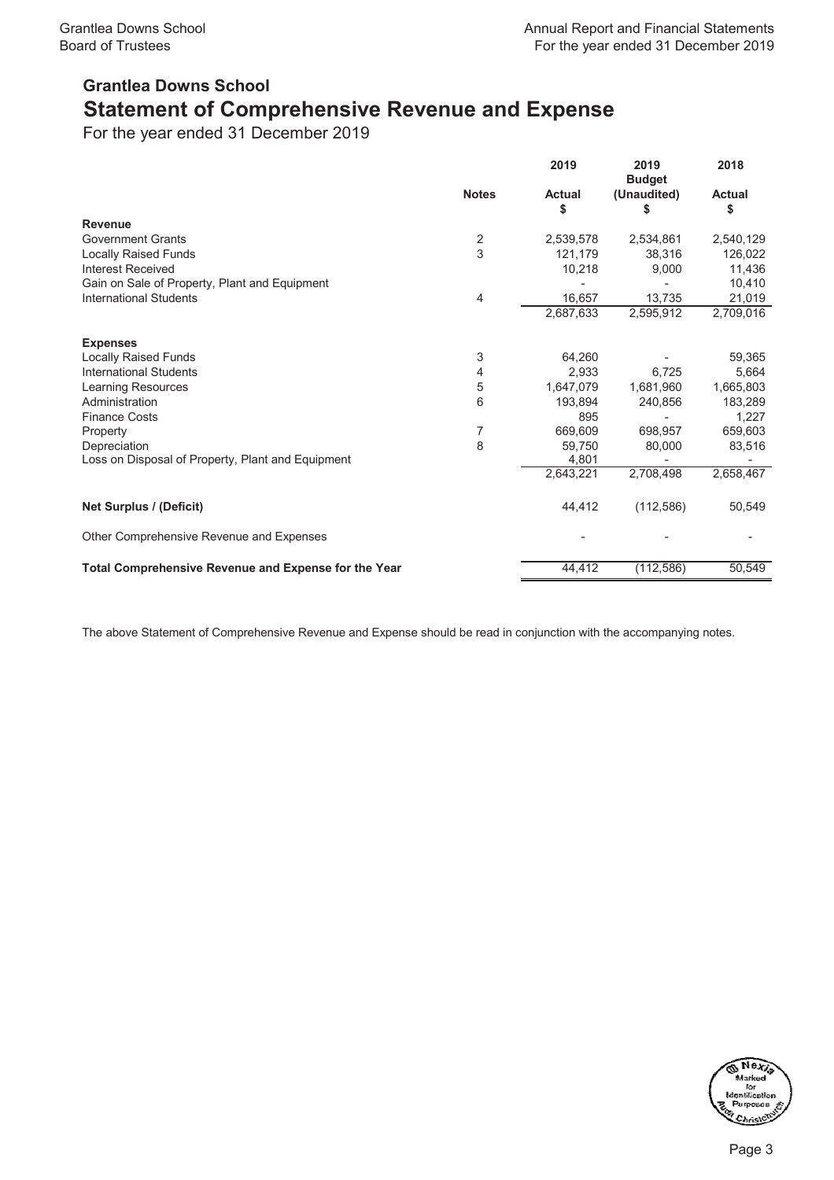## Grantlea Downs School

# Statement of Comprehensive Revenue and Expense

For the year ended 31 December 2019

| | Notes | 2019 Actual $ | 2019 Budget (Unaudited) $ | 2018 Actual $ |
|---|---|---|---|---|
| **Revenue** | | | | |
| Government Grants | 2 | 2,539,578 | 2,534,861 | 2,540,129 |
| Locally Raised Funds | 3 | 121,179 | 38,316 | 126,022 |
| Interest Received | | 10,218 | 9,000 | 11,436 |
| Gain on Sale of Property, Plant and Equipment | | - | - | 10,410 |
| International Students | 4 | 16,657 | 13,735 | 21,019 |
| | | 2,687,633 | 2,595,912 | 2,709,016 |
| **Expenses** | | | | |
| Locally Raised Funds | 3 | 64,260 | - | 59,365 |
| International Students | 4 | 2,933 | 6,725 | 5,664 |
| Learning Resources | 5 | 1,647,079 | 1,681,960 | 1,665,803 |
| Administration | 6 | 193,894 | 240,856 | 183,289 |
| Finance Costs | | 895 | - | 1,227 |
| Property | 7 | 669,609 | 698,957 | 659,603 |
| Depreciation | 8 | 59,750 | 80,000 | 83,516 |
| Loss on Disposal of Property, Plant and Equipment | | 4,801 | - | - |
| | | 2,643,221 | 2,708,498 | 2,658,467 |
| **Net Surplus / (Deficit)** | | 44,412 | (112,586) | 50,549 |
| Other Comprehensive Revenue and Expenses | | - | - | - |
| **Total Comprehensive Revenue and Expense for the Year** | | 44,412 | (112,586) | 50,549 |

The above Statement of Comprehensive Revenue and Expense should be read in conjunction with the accompanying notes.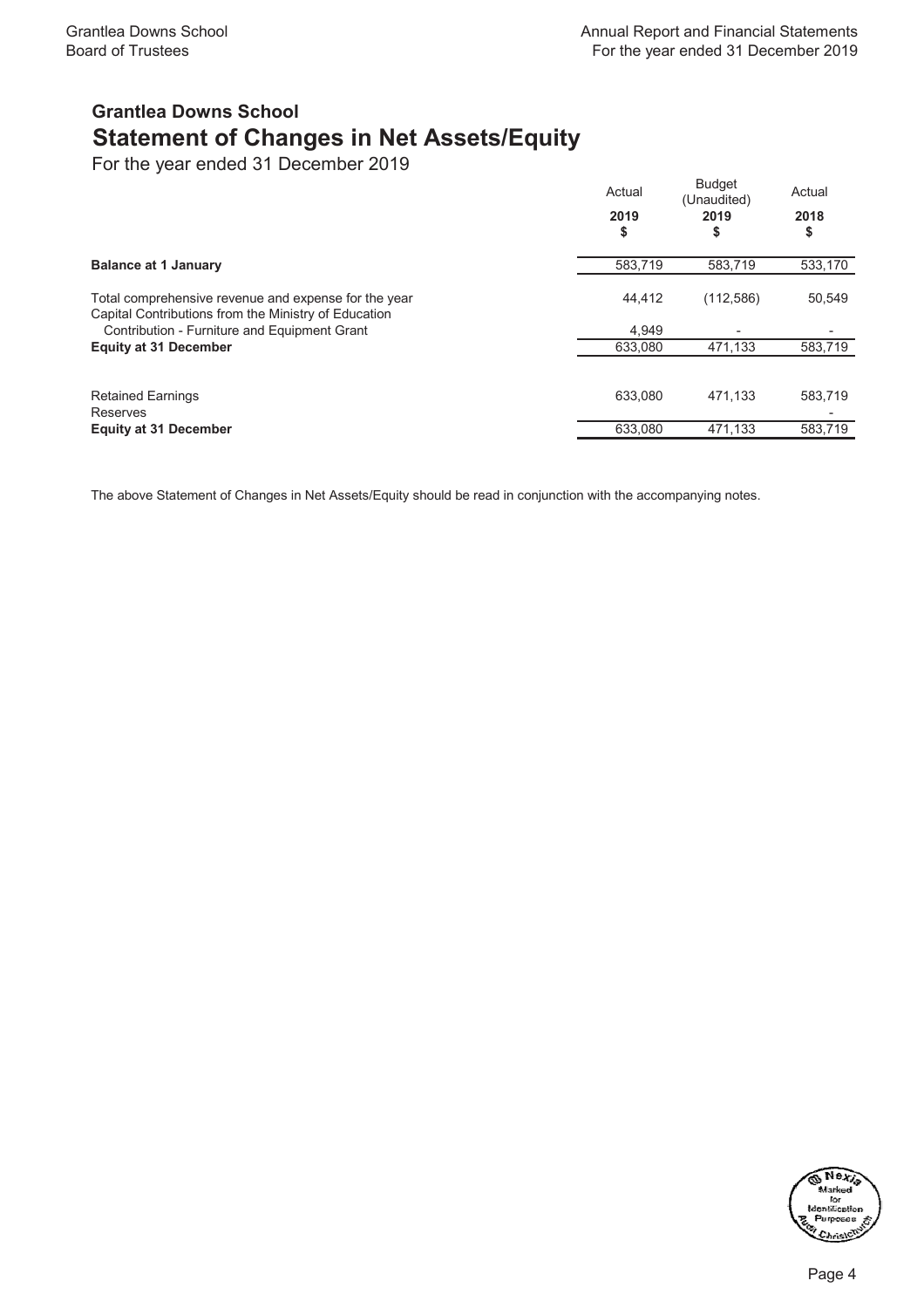# Grantlea Downs School

## Statement of Changes in Net Assets/Equity

For the year ended 31 December 2019

| | Actual 2019 $ | Budget (Unaudited) 2019 $ | Actual 2018 $ |
|---|---|---|---|
| **Balance at 1 January** | 583,719 | 583,719 | 533,170 |
| Total comprehensive revenue and expense for the year | 44,412 | (112,586) | 50,549 |
| Capital Contributions from the Ministry of Education | | | |
| Contribution - Furniture and Equipment Grant | 4,949 | - | - |
| **Equity at 31 December** | 633,080 | 471,133 | 583,719 |
| | | | |
| Retained Earnings | 633,080 | 471,133 | 583,719 |
| Reserves | | | - |
| **Equity at 31 December** | 633,080 | 471,133 | 583,719 |

The above Statement of Changes in Net Assets/Equity should be read in conjunction with the accompanying notes.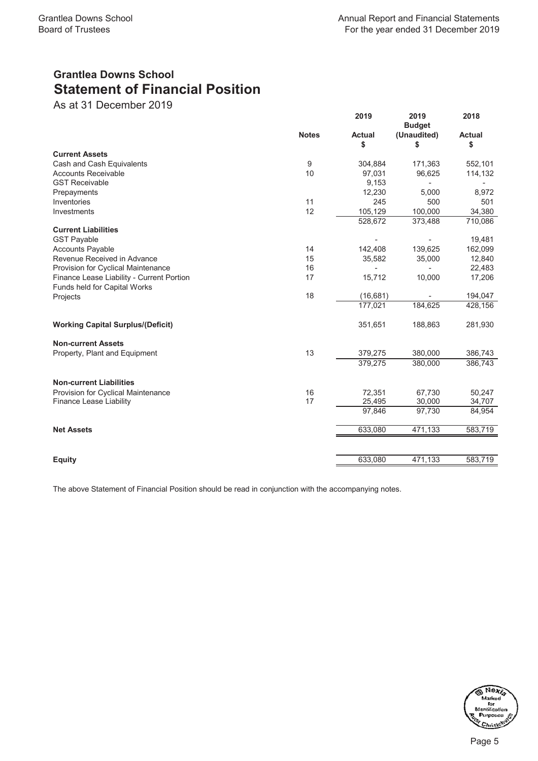## Grantlea Downs School

# Statement of Financial Position

As at 31 December 2019

| | Notes | 2019 Actual $ | 2019 Budget (Unaudited) $ | 2018 Actual $ |
|---|---|---|---|---|
| **Current Assets** | | | | |
| Cash and Cash Equivalents | 9 | 304,884 | 171,363 | 552,101 |
| Accounts Receivable | 10 | 97,031 | 96,625 | 114,132 |
| GST Receivable | | 9,153 | - | - |
| Prepayments | | 12,230 | 5,000 | 8,972 |
| Inventories | 11 | 245 | 500 | 501 |
| Investments | 12 | 105,129 | 100,000 | 34,380 |
| | | 528,672 | 373,488 | 710,086 |
| **Current Liabilities** | | | | |
| GST Payable | | - | - | 19,481 |
| Accounts Payable | 14 | 142,408 | 139,625 | 162,099 |
| Revenue Received in Advance | 15 | 35,582 | 35,000 | 12,840 |
| Provision for Cyclical Maintenance | 16 | - | - | 22,483 |
| Finance Lease Liability - Current Portion | 17 | 15,712 | 10,000 | 17,206 |
| Funds held for Capital Works Projects | 18 | (16,681) | - | 194,047 |
| | | 177,021 | 184,625 | 428,156 |
| **Working Capital Surplus/(Deficit)** | | 351,651 | 188,863 | 281,930 |
| **Non-current Assets** | | | | |
| Property, Plant and Equipment | 13 | 379,275 | 380,000 | 386,743 |
| | | 379,275 | 380,000 | 386,743 |
| **Non-current Liabilities** | | | | |
| Provision for Cyclical Maintenance | 16 | 72,351 | 67,730 | 50,247 |
| Finance Lease Liability | 17 | 25,495 | 30,000 | 34,707 |
| | | 97,846 | 97,730 | 84,954 |
| **Net Assets** | | 633,080 | 471,133 | 583,719 |
| **Equity** | | 633,080 | 471,133 | 583,719 |

The above Statement of Financial Position should be read in conjunction with the accompanying notes.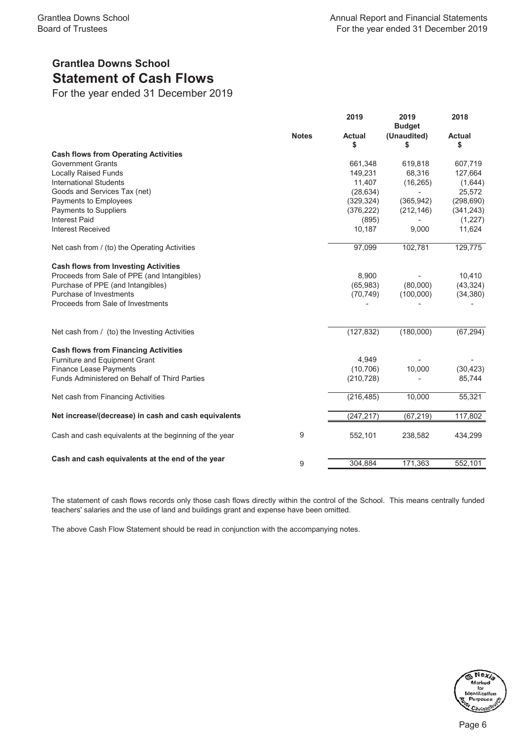# Grantlea Downs School

## Statement of Cash Flows

For the year ended 31 December 2019

| | Notes | 2019 Actual $ | 2019 Budget (Unaudited) $ | 2018 Actual $ |
|---|---|---|---|---|
| **Cash flows from Operating Activities** | | | | |
| Government Grants | | 661,348 | 619,818 | 607,719 |
| Locally Raised Funds | | 149,231 | 68,316 | 127,664 |
| International Students | | 11,407 | (16,265) | (1,644) |
| Goods and Services Tax (net) | | (28,634) | - | 25,572 |
| Payments to Employees | | (329,324) | (365,942) | (298,690) |
| Payments to Suppliers | | (376,222) | (212,146) | (341,243) |
| Interest Paid | | (895) | - | (1,227) |
| Interest Received | | 10,187 | 9,000 | 11,624 |
| Net cash from / (to) the Operating Activities | | 97,099 | 102,781 | 129,775 |
| **Cash flows from Investing Activities** | | | | |
| Proceeds from Sale of PPE (and Intangibles) | | 8,900 | - | 10,410 |
| Purchase of PPE (and Intangibles) | | (65,983) | (80,000) | (43,324) |
| Purchase of Investments | | (70,749) | (100,000) | (34,380) |
| Proceeds from Sale of Investments | | - | - | - |
| Net cash from / (to) the Investing Activities | | (127,832) | (180,000) | (67,294) |
| **Cash flows from Financing Activities** | | | | |
| Furniture and Equipment Grant | | 4,949 | - | - |
| Finance Lease Payments | | (10,706) | 10,000 | (30,423) |
| Funds Administered on Behalf of Third Parties | | (210,728) | - | 85,744 |
| Net cash from Financing Activities | | (216,485) | 10,000 | 55,321 |
| **Net increase/(decrease) in cash and cash equivalents** | | (247,217) | (67,219) | 117,802 |
| Cash and cash equivalents at the beginning of the year | 9 | 552,101 | 238,582 | 434,299 |
| **Cash and cash equivalents at the end of the year** | 9 | 304,884 | 171,363 | 552,101 |

The statement of cash flows records only those cash flows directly within the control of the School. This means centrally funded teachers' salaries and the use of land and buildings grant and expense have been omitted.

The above Cash Flow Statement should be read in conjunction with the accompanying notes.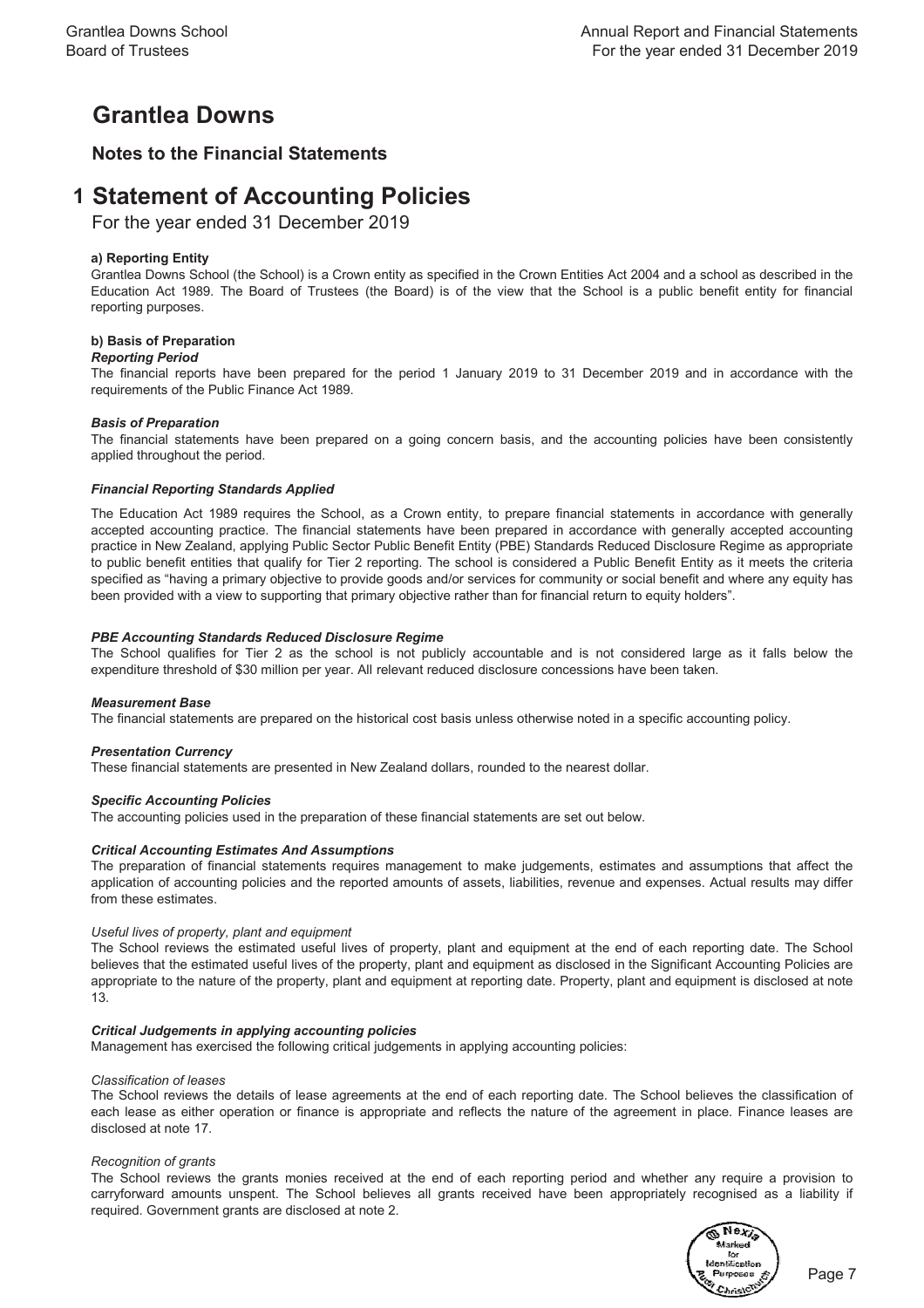# Grantlea Downs

## Notes to the Financial Statements

# 1 Statement of Accounting Policies

For the year ended 31 December 2019

**a) Reporting Entity**

Grantlea Downs School (the School) is a Crown entity as specified in the Crown Entities Act 2004 and a school as described in the Education Act 1989. The Board of Trustees (the Board) is of the view that the School is a public benefit entity for financial reporting purposes.

**b) Basis of Preparation**

***Reporting Period***

The financial reports have been prepared for the period 1 January 2019 to 31 December 2019 and in accordance with the requirements of the Public Finance Act 1989.

***Basis of Preparation***

The financial statements have been prepared on a going concern basis, and the accounting policies have been consistently applied throughout the period.

***Financial Reporting Standards Applied***

The Education Act 1989 requires the School, as a Crown entity, to prepare financial statements in accordance with generally accepted accounting practice. The financial statements have been prepared in accordance with generally accepted accounting practice in New Zealand, applying Public Sector Public Benefit Entity (PBE) Standards Reduced Disclosure Regime as appropriate to public benefit entities that qualify for Tier 2 reporting. The school is considered a Public Benefit Entity as it meets the criteria specified as "having a primary objective to provide goods and/or services for community or social benefit and where any equity has been provided with a view to supporting that primary objective rather than for financial return to equity holders".

***PBE Accounting Standards Reduced Disclosure Regime***

The School qualifies for Tier 2 as the school is not publicly accountable and is not considered large as it falls below the expenditure threshold of $30 million per year. All relevant reduced disclosure concessions have been taken.

***Measurement Base***

The financial statements are prepared on the historical cost basis unless otherwise noted in a specific accounting policy.

***Presentation Currency***

These financial statements are presented in New Zealand dollars, rounded to the nearest dollar.

***Specific Accounting Policies***

The accounting policies used in the preparation of these financial statements are set out below.

***Critical Accounting Estimates And Assumptions***

The preparation of financial statements requires management to make judgements, estimates and assumptions that affect the application of accounting policies and the reported amounts of assets, liabilities, revenue and expenses. Actual results may differ from these estimates.

*Useful lives of property, plant and equipment*

The School reviews the estimated useful lives of property, plant and equipment at the end of each reporting date. The School believes that the estimated useful lives of the property, plant and equipment as disclosed in the Significant Accounting Policies are appropriate to the nature of the property, plant and equipment at reporting date. Property, plant and equipment is disclosed at note 13.

***Critical Judgements in applying accounting policies***

Management has exercised the following critical judgements in applying accounting policies:

*Classification of leases*

The School reviews the details of lease agreements at the end of each reporting date. The School believes the classification of each lease as either operation or finance is appropriate and reflects the nature of the agreement in place. Finance leases are disclosed at note 17.

*Recognition of grants*

The School reviews the grants monies received at the end of each reporting period and whether any require a provision to carryforward amounts unspent. The School believes all grants received have been appropriately recognised as a liability if required. Government grants are disclosed at note 2.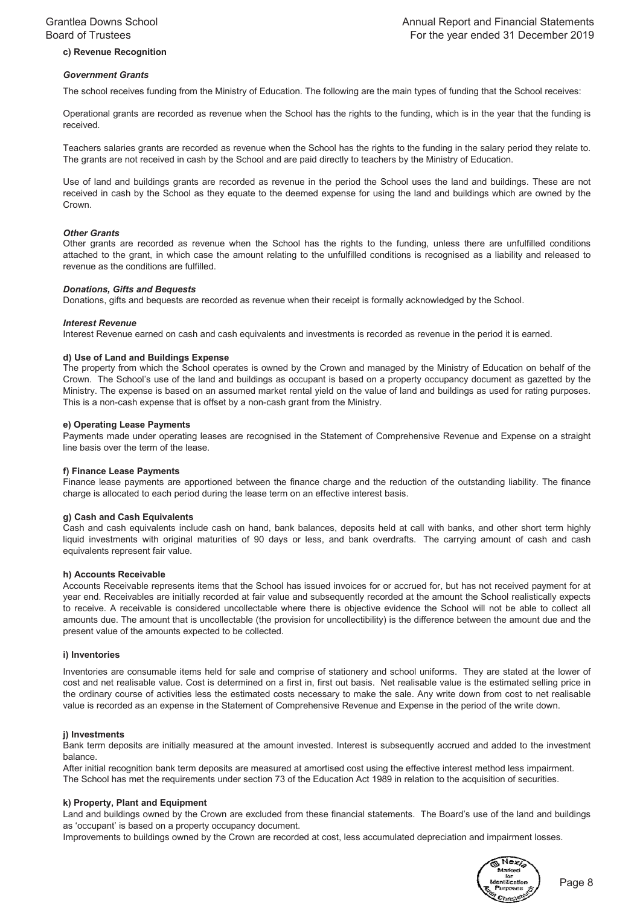#### c) Revenue Recognition

***Government Grants***

The school receives funding from the Ministry of Education. The following are the main types of funding that the School receives:

Operational grants are recorded as revenue when the School has the rights to the funding, which is in the year that the funding is received.

Teachers salaries grants are recorded as revenue when the School has the rights to the funding in the salary period they relate to. The grants are not received in cash by the School and are paid directly to teachers by the Ministry of Education.

Use of land and buildings grants are recorded as revenue in the period the School uses the land and buildings. These are not received in cash by the School as they equate to the deemed expense for using the land and buildings which are owned by the Crown.

***Other Grants***

Other grants are recorded as revenue when the School has the rights to the funding, unless there are unfulfilled conditions attached to the grant, in which case the amount relating to the unfulfilled conditions is recognised as a liability and released to revenue as the conditions are fulfilled.

***Donations, Gifts and Bequests***

Donations, gifts and bequests are recorded as revenue when their receipt is formally acknowledged by the School.

***Interest Revenue***

Interest Revenue earned on cash and cash equivalents and investments is recorded as revenue in the period it is earned.

#### d) Use of Land and Buildings Expense

The property from which the School operates is owned by the Crown and managed by the Ministry of Education on behalf of the Crown. The School's use of the land and buildings as occupant is based on a property occupancy document as gazetted by the Ministry. The expense is based on an assumed market rental yield on the value of land and buildings as used for rating purposes. This is a non-cash expense that is offset by a non-cash grant from the Ministry.

#### e) Operating Lease Payments

Payments made under operating leases are recognised in the Statement of Comprehensive Revenue and Expense on a straight line basis over the term of the lease.

#### f) Finance Lease Payments

Finance lease payments are apportioned between the finance charge and the reduction of the outstanding liability. The finance charge is allocated to each period during the lease term on an effective interest basis.

#### g) Cash and Cash Equivalents

Cash and cash equivalents include cash on hand, bank balances, deposits held at call with banks, and other short term highly liquid investments with original maturities of 90 days or less, and bank overdrafts. The carrying amount of cash and cash equivalents represent fair value.

#### h) Accounts Receivable

Accounts Receivable represents items that the School has issued invoices for or accrued for, but has not received payment for at year end. Receivables are initially recorded at fair value and subsequently recorded at the amount the School realistically expects to receive. A receivable is considered uncollectable where there is objective evidence the School will not be able to collect all amounts due. The amount that is uncollectable (the provision for uncollectibility) is the difference between the amount due and the present value of the amounts expected to be collected.

#### i) Inventories

Inventories are consumable items held for sale and comprise of stationery and school uniforms. They are stated at the lower of cost and net realisable value. Cost is determined on a first in, first out basis. Net realisable value is the estimated selling price in the ordinary course of activities less the estimated costs necessary to make the sale. Any write down from cost to net realisable value is recorded as an expense in the Statement of Comprehensive Revenue and Expense in the period of the write down.

#### j) Investments

Bank term deposits are initially measured at the amount invested. Interest is subsequently accrued and added to the investment balance.

After initial recognition bank term deposits are measured at amortised cost using the effective interest method less impairment.
The School has met the requirements under section 73 of the Education Act 1989 in relation to the acquisition of securities.

#### k) Property, Plant and Equipment

Land and buildings owned by the Crown are excluded from these financial statements. The Board's use of the land and buildings as 'occupant' is based on a property occupancy document.

Improvements to buildings owned by the Crown are recorded at cost, less accumulated depreciation and impairment losses.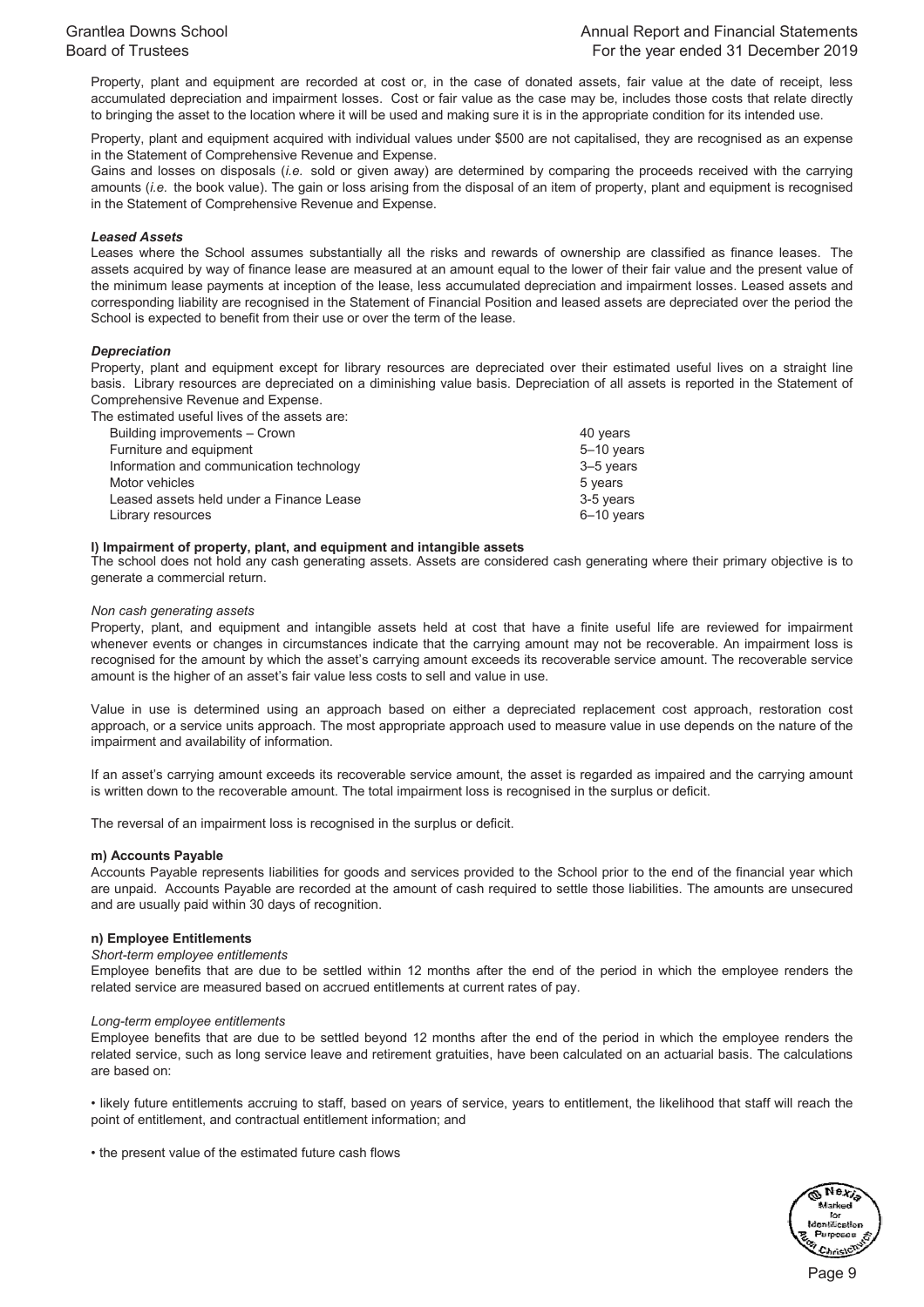Property, plant and equipment are recorded at cost or, in the case of donated assets, fair value at the date of receipt, less accumulated depreciation and impairment losses. Cost or fair value as the case may be, includes those costs that relate directly to bringing the asset to the location where it will be used and making sure it is in the appropriate condition for its intended use.

Property, plant and equipment acquired with individual values under $500 are not capitalised, they are recognised as an expense in the Statement of Comprehensive Revenue and Expense.

Gains and losses on disposals (*i.e.* sold or given away) are determined by comparing the proceeds received with the carrying amounts (*i.e.* the book value). The gain or loss arising from the disposal of an item of property, plant and equipment is recognised in the Statement of Comprehensive Revenue and Expense.

***Leased Assets***

Leases where the School assumes substantially all the risks and rewards of ownership are classified as finance leases. The assets acquired by way of finance lease are measured at an amount equal to the lower of their fair value and the present value of the minimum lease payments at inception of the lease, less accumulated depreciation and impairment losses. Leased assets and corresponding liability are recognised in the Statement of Financial Position and leased assets are depreciated over the period the School is expected to benefit from their use or over the term of the lease.

***Depreciation***

Property, plant and equipment except for library resources are depreciated over their estimated useful lives on a straight line basis. Library resources are depreciated on a diminishing value basis. Depreciation of all assets is reported in the Statement of Comprehensive Revenue and Expense.

The estimated useful lives of the assets are:

| | |
|---|---|
| Building improvements – Crown | 40 years |
| Furniture and equipment | 5–10 years |
| Information and communication technology | 3–5 years |
| Motor vehicles | 5 years |
| Leased assets held under a Finance Lease | 3-5 years |
| Library resources | 6–10 years |

**l) Impairment of property, plant, and equipment and intangible assets**

The school does not hold any cash generating assets. Assets are considered cash generating where their primary objective is to generate a commercial return.

*Non cash generating assets*

Property, plant, and equipment and intangible assets held at cost that have a finite useful life are reviewed for impairment whenever events or changes in circumstances indicate that the carrying amount may not be recoverable. An impairment loss is recognised for the amount by which the asset's carrying amount exceeds its recoverable service amount. The recoverable service amount is the higher of an asset's fair value less costs to sell and value in use.

Value in use is determined using an approach based on either a depreciated replacement cost approach, restoration cost approach, or a service units approach. The most appropriate approach used to measure value in use depends on the nature of the impairment and availability of information.

If an asset's carrying amount exceeds its recoverable service amount, the asset is regarded as impaired and the carrying amount is written down to the recoverable amount. The total impairment loss is recognised in the surplus or deficit.

The reversal of an impairment loss is recognised in the surplus or deficit.

**m) Accounts Payable**

Accounts Payable represents liabilities for goods and services provided to the School prior to the end of the financial year which are unpaid. Accounts Payable are recorded at the amount of cash required to settle those liabilities. The amounts are unsecured and are usually paid within 30 days of recognition.

**n) Employee Entitlements**

*Short-term employee entitlements*

Employee benefits that are due to be settled within 12 months after the end of the period in which the employee renders the related service are measured based on accrued entitlements at current rates of pay.

*Long-term employee entitlements*

Employee benefits that are due to be settled beyond 12 months after the end of the period in which the employee renders the related service, such as long service leave and retirement gratuities, have been calculated on an actuarial basis. The calculations are based on:

• likely future entitlements accruing to staff, based on years of service, years to entitlement, the likelihood that staff will reach the point of entitlement, and contractual entitlement information; and

• the present value of the estimated future cash flows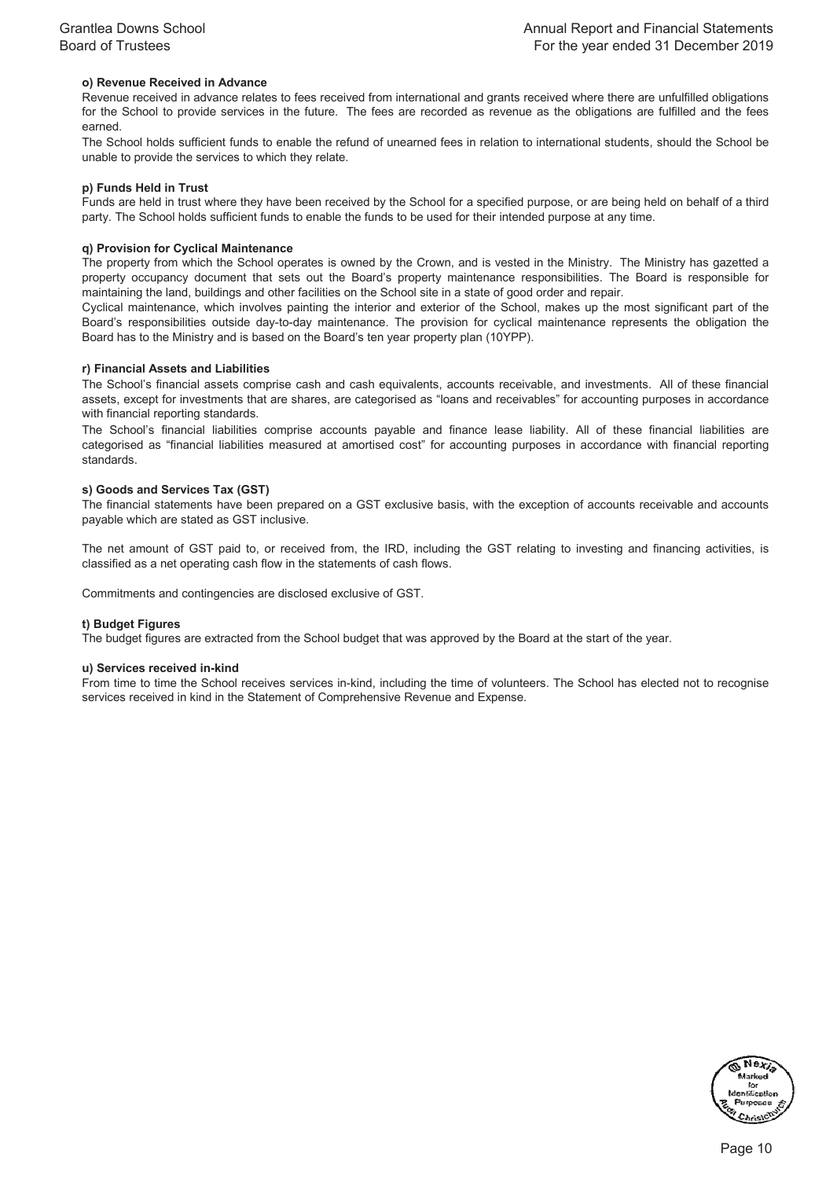**o) Revenue Received in Advance**

Revenue received in advance relates to fees received from international and grants received where there are unfulfilled obligations for the School to provide services in the future. The fees are recorded as revenue as the obligations are fulfilled and the fees earned.

The School holds sufficient funds to enable the refund of unearned fees in relation to international students, should the School be unable to provide the services to which they relate.

**p) Funds Held in Trust**

Funds are held in trust where they have been received by the School for a specified purpose, or are being held on behalf of a third party. The School holds sufficient funds to enable the funds to be used for their intended purpose at any time.

**q) Provision for Cyclical Maintenance**

The property from which the School operates is owned by the Crown, and is vested in the Ministry. The Ministry has gazetted a property occupancy document that sets out the Board's property maintenance responsibilities. The Board is responsible for maintaining the land, buildings and other facilities on the School site in a state of good order and repair.

Cyclical maintenance, which involves painting the interior and exterior of the School, makes up the most significant part of the Board's responsibilities outside day-to-day maintenance. The provision for cyclical maintenance represents the obligation the Board has to the Ministry and is based on the Board's ten year property plan (10YPP).

**r) Financial Assets and Liabilities**

The School's financial assets comprise cash and cash equivalents, accounts receivable, and investments. All of these financial assets, except for investments that are shares, are categorised as "loans and receivables" for accounting purposes in accordance with financial reporting standards.

The School's financial liabilities comprise accounts payable and finance lease liability. All of these financial liabilities are categorised as "financial liabilities measured at amortised cost" for accounting purposes in accordance with financial reporting standards.

**s) Goods and Services Tax (GST)**

The financial statements have been prepared on a GST exclusive basis, with the exception of accounts receivable and accounts payable which are stated as GST inclusive.

The net amount of GST paid to, or received from, the IRD, including the GST relating to investing and financing activities, is classified as a net operating cash flow in the statements of cash flows.

Commitments and contingencies are disclosed exclusive of GST.

**t) Budget Figures**

The budget figures are extracted from the School budget that was approved by the Board at the start of the year.

**u) Services received in-kind**

From time to time the School receives services in-kind, including the time of volunteers. The School has elected not to recognise services received in kind in the Statement of Comprehensive Revenue and Expense.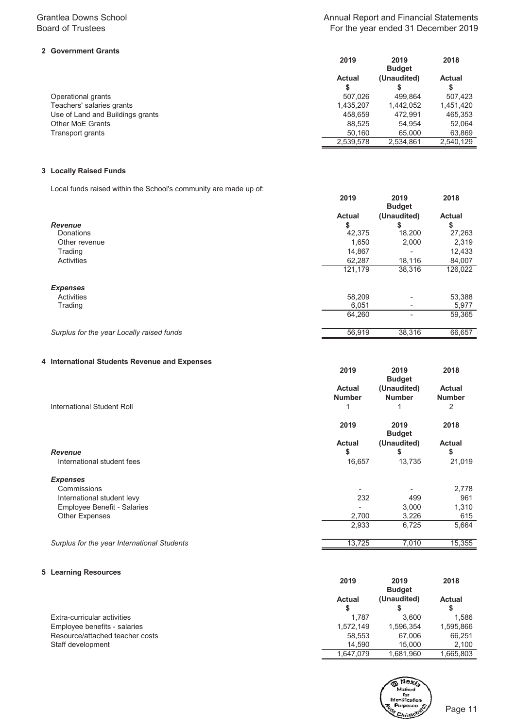## 2 Government Grants

| | 2019 Actual $ | 2019 Budget (Unaudited) $ | 2018 Actual $ |
|---|---|---|---|
| Operational grants | 507,026 | 499,864 | 507,423 |
| Teachers' salaries grants | 1,435,207 | 1,442,052 | 1,451,420 |
| Use of Land and Buildings grants | 458,659 | 472,991 | 465,353 |
| Other MoE Grants | 88,525 | 54,954 | 52,064 |
| Transport grants | 50,160 | 65,000 | 63,869 |
| | 2,539,578 | 2,534,861 | 2,540,129 |

## 3 Locally Raised Funds

Local funds raised within the School's community are made up of:

| | 2019 Actual $ | 2019 Budget (Unaudited) $ | 2018 Actual $ |
|---|---|---|---|
| ***Revenue*** | | | |
| Donations | 42,375 | 18,200 | 27,263 |
| Other revenue | 1,650 | 2,000 | 2,319 |
| Trading | 14,867 | - | 12,433 |
| Activities | 62,287 | 18,116 | 84,007 |
| | 121,179 | 38,316 | 126,022 |
| ***Expenses*** | | | |
| Activities | 58,209 | - | 53,388 |
| Trading | 6,051 | - | 5,977 |
| | 64,260 | - | 59,365 |
| *Surplus for the year Locally raised funds* | 56,919 | 38,316 | 66,657 |

## 4 International Students Revenue and Expenses

| | 2019 Actual Number | 2019 Budget (Unaudited) Number | 2018 Actual Number |
|---|---|---|---|
| International Student Roll | 1 | 1 | 2 |

| | 2019 Actual $ | 2019 Budget (Unaudited) $ | 2018 Actual $ |
|---|---|---|---|
| ***Revenue*** | | | |
| International student fees | 16,657 | 13,735 | 21,019 |
| ***Expenses*** | | | |
| Commissions | - | - | 2,778 |
| International student levy | 232 | 499 | 961 |
| Employee Benefit - Salaries | - | 3,000 | 1,310 |
| Other Expenses | 2,700 | 3,226 | 615 |
| | 2,933 | 6,725 | 5,664 |
| *Surplus for the year International Students* | 13,725 | 7,010 | 15,355 |

## 5 Learning Resources

| | 2019 Actual $ | 2019 Budget (Unaudited) $ | 2018 Actual $ |
|---|---|---|---|
| Extra-curricular activities | 1,787 | 3,600 | 1,586 |
| Employee benefits - salaries | 1,572,149 | 1,596,354 | 1,595,866 |
| Resource/attached teacher costs | 58,553 | 67,006 | 66,251 |
| Staff development | 14,590 | 15,000 | 2,100 |
| | 1,647,079 | 1,681,960 | 1,665,803 |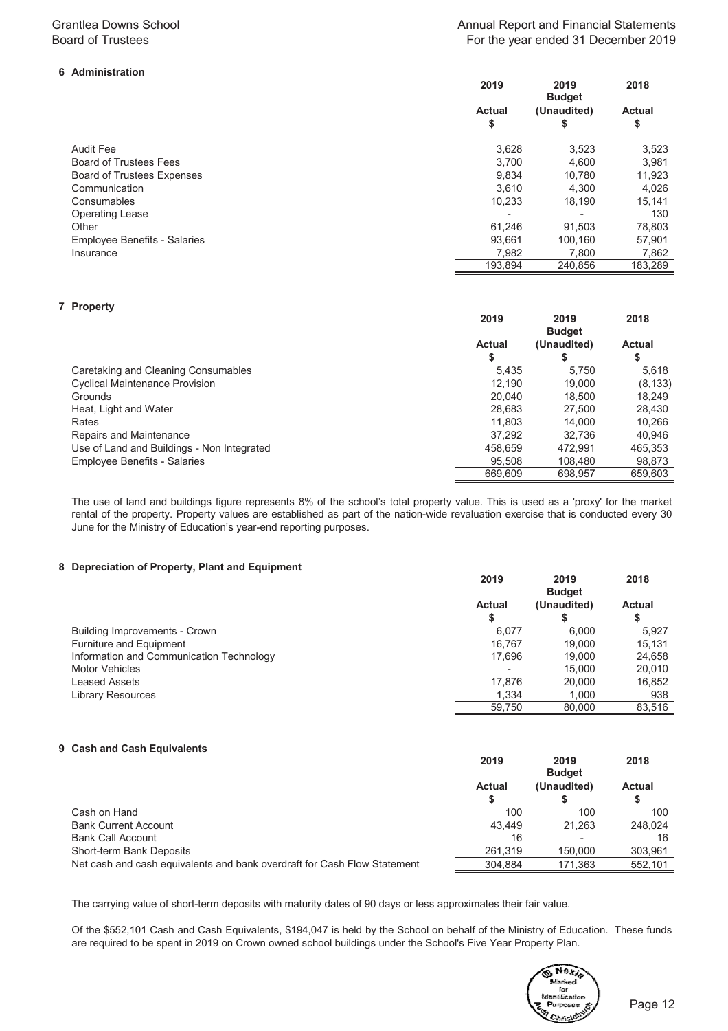## 6 Administration

| | 2019 Actual $ | 2019 Budget (Unaudited) $ | 2018 Actual $ |
|---|---|---|---|
| Audit Fee | 3,628 | 3,523 | 3,523 |
| Board of Trustees Fees | 3,700 | 4,600 | 3,981 |
| Board of Trustees Expenses | 9,834 | 10,780 | 11,923 |
| Communication | 3,610 | 4,300 | 4,026 |
| Consumables | 10,233 | 18,190 | 15,141 |
| Operating Lease | - | - | 130 |
| Other | 61,246 | 91,503 | 78,803 |
| Employee Benefits - Salaries | 93,661 | 100,160 | 57,901 |
| Insurance | 7,982 | 7,800 | 7,862 |
| | 193,894 | 240,856 | 183,289 |

## 7 Property

| | 2019 Actual $ | 2019 Budget (Unaudited) $ | 2018 Actual $ |
|---|---|---|---|
| Caretaking and Cleaning Consumables | 5,435 | 5,750 | 5,618 |
| Cyclical Maintenance Provision | 12,190 | 19,000 | (8,133) |
| Grounds | 20,040 | 18,500 | 18,249 |
| Heat, Light and Water | 28,683 | 27,500 | 28,430 |
| Rates | 11,803 | 14,000 | 10,266 |
| Repairs and Maintenance | 37,292 | 32,736 | 40,946 |
| Use of Land and Buildings - Non Integrated | 458,659 | 472,991 | 465,353 |
| Employee Benefits - Salaries | 95,508 | 108,480 | 98,873 |
| | 669,609 | 698,957 | 659,603 |

The use of land and buildings figure represents 8% of the school's total property value. This is used as a 'proxy' for the market rental of the property. Property values are established as part of the nation-wide revaluation exercise that is conducted every 30 June for the Ministry of Education's year-end reporting purposes.

## 8 Depreciation of Property, Plant and Equipment

| | 2019 Actual $ | 2019 Budget (Unaudited) $ | 2018 Actual $ |
|---|---|---|---|
| Building Improvements - Crown | 6,077 | 6,000 | 5,927 |
| Furniture and Equipment | 16,767 | 19,000 | 15,131 |
| Information and Communication Technology | 17,696 | 19,000 | 24,658 |
| Motor Vehicles | - | 15,000 | 20,010 |
| Leased Assets | 17,876 | 20,000 | 16,852 |
| Library Resources | 1,334 | 1,000 | 938 |
| | 59,750 | 80,000 | 83,516 |

## 9 Cash and Cash Equivalents

| | 2019 Actual $ | 2019 Budget (Unaudited) $ | 2018 Actual $ |
|---|---|---|---|
| Cash on Hand | 100 | 100 | 100 |
| Bank Current Account | 43,449 | 21,263 | 248,024 |
| Bank Call Account | 16 | - | 16 |
| Short-term Bank Deposits | 261,319 | 150,000 | 303,961 |
| Net cash and cash equivalents and bank overdraft for Cash Flow Statement | 304,884 | 171,363 | 552,101 |

The carrying value of short-term deposits with maturity dates of 90 days or less approximates their fair value.

Of the $552,101 Cash and Cash Equivalents, $194,047 is held by the School on behalf of the Ministry of Education. These funds are required to be spent in 2019 on Crown owned school buildings under the School's Five Year Property Plan.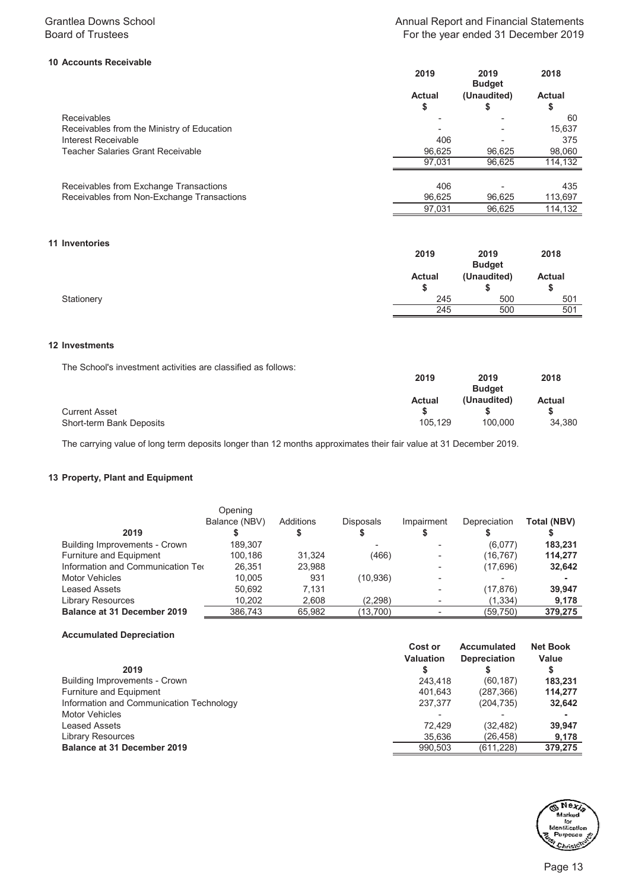## 10 Accounts Receivable

| | 2019 Actual $ | 2019 Budget (Unaudited) $ | 2018 Actual $ |
|---|---|---|---|
| Receivables | - | - | 60 |
| Receivables from the Ministry of Education | - | - | 15,637 |
| Interest Receivable | 406 | - | 375 |
| Teacher Salaries Grant Receivable | 96,625 | 96,625 | 98,060 |
| | 97,031 | 96,625 | 114,132 |
| | | | |
| Receivables from Exchange Transactions | 406 | - | 435 |
| Receivables from Non-Exchange Transactions | 96,625 | 96,625 | 113,697 |
| | 97,031 | 96,625 | 114,132 |

## 11 Inventories

| | 2019 Actual $ | 2019 Budget (Unaudited) $ | 2018 Actual $ |
|---|---|---|---|
| Stationery | 245 | 500 | 501 |
| | 245 | 500 | 501 |

## 12 Investments

The School's investment activities are classified as follows:

| | 2019 Actual $ | 2019 Budget (Unaudited) $ | 2018 Actual $ |
|---|---|---|---|
| **Current Asset** | | | |
| Short-term Bank Deposits | 105,129 | 100,000 | 34,380 |

The carrying value of long term deposits longer than 12 months approximates their fair value at 31 December 2019.

## 13 Property, Plant and Equipment

| 2019 | Opening Balance (NBV) $ | Additions $ | Disposals $ | Impairment $ | Depreciation $ | Total (NBV) $ |
|---|---|---|---|---|---|---|
| Building Improvements - Crown | 189,307 | | - | - | (6,077) | **183,231** |
| Furniture and Equipment | 100,186 | 31,324 | (466) | - | (16,767) | **114,277** |
| Information and Communication Tec | 26,351 | 23,988 | | - | (17,696) | **32,642** |
| Motor Vehicles | 10,005 | 931 | (10,936) | - | - | **-** |
| Leased Assets | 50,692 | 7,131 | | - | (17,876) | **39,947** |
| Library Resources | 10,202 | 2,608 | (2,298) | - | (1,334) | **9,178** |
| **Balance at 31 December 2019** | 386,743 | 65,982 | (13,700) | - | (59,750) | **379,275** |

**Accumulated Depreciation**

| 2019 | Cost or Valuation $ | Accumulated Depreciation $ | Net Book Value $ |
|---|---|---|---|
| Building Improvements - Crown | 243,418 | (60,187) | **183,231** |
| Furniture and Equipment | 401,643 | (287,366) | **114,277** |
| Information and Communication Technology | 237,377 | (204,735) | **32,642** |
| Motor Vehicles | - | - | **-** |
| Leased Assets | 72,429 | (32,482) | **39,947** |
| Library Resources | 35,636 | (26,458) | **9,178** |
| **Balance at 31 December 2019** | 990,503 | (611,228) | **379,275** |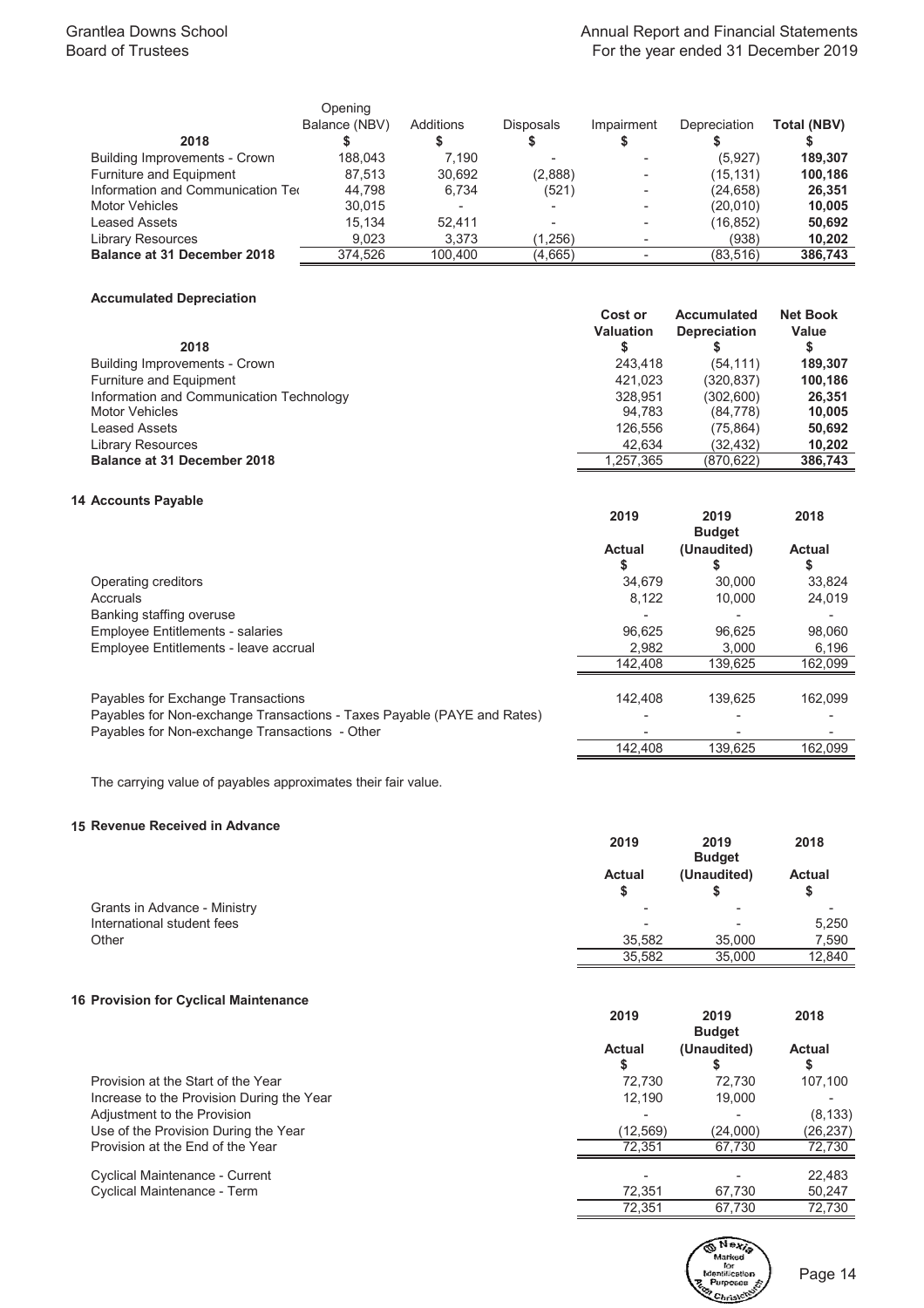| 2018 | Opening Balance (NBV) $ | Additions $ | Disposals $ | Impairment $ | Depreciation $ | Total (NBV) $ |
|---|---|---|---|---|---|---|
| Building Improvements - Crown | 188,043 | 7,190 | - | - | (5,927) | **189,307** |
| Furniture and Equipment | 87,513 | 30,692 | (2,888) | - | (15,131) | **100,186** |
| Information and Communication Tec | 44,798 | 6,734 | (521) | - | (24,658) | **26,351** |
| Motor Vehicles | 30,015 | - | - | - | (20,010) | **10,005** |
| Leased Assets | 15,134 | 52,411 | - | - | (16,852) | **50,692** |
| Library Resources | 9,023 | 3,373 | (1,256) | - | (938) | **10,202** |
| **Balance at 31 December 2018** | 374,526 | 100,400 | (4,665) | - | (83,516) | **386,743** |

**Accumulated Depreciation**

| 2018 | Cost or Valuation $ | Accumulated Depreciation $ | Net Book Value $ |
|---|---|---|---|
| Building Improvements - Crown | 243,418 | (54,111) | **189,307** |
| Furniture and Equipment | 421,023 | (320,837) | **100,186** |
| Information and Communication Technology | 328,951 | (302,600) | **26,351** |
| Motor Vehicles | 94,783 | (84,778) | **10,005** |
| Leased Assets | 126,556 | (75,864) | **50,692** |
| Library Resources | 42,634 | (32,432) | **10,202** |
| **Balance at 31 December 2018** | 1,257,365 | (870,622) | **386,743** |

## 14 Accounts Payable

| | 2019 Actual $ | 2019 Budget (Unaudited) $ | 2018 Actual $ |
|---|---|---|---|
| Operating creditors | 34,679 | 30,000 | 33,824 |
| Accruals | 8,122 | 10,000 | 24,019 |
| Banking staffing overuse | - | - | - |
| Employee Entitlements - salaries | 96,625 | 96,625 | 98,060 |
| Employee Entitlements - leave accrual | 2,982 | 3,000 | 6,196 |
| | 142,408 | 139,625 | 162,099 |
| Payables for Exchange Transactions | 142,408 | 139,625 | 162,099 |
| Payables for Non-exchange Transactions - Taxes Payable (PAYE and Rates) | - | - | - |
| Payables for Non-exchange Transactions - Other | - | - | - |
| | 142,408 | 139,625 | 162,099 |

The carrying value of payables approximates their fair value.

## 15 Revenue Received in Advance

| | 2019 Actual $ | 2019 Budget (Unaudited) $ | 2018 Actual $ |
|---|---|---|---|
| Grants in Advance - Ministry | - | - | - |
| International student fees | - | - | 5,250 |
| Other | 35,582 | 35,000 | 7,590 |
| | 35,582 | 35,000 | 12,840 |

## 16 Provision for Cyclical Maintenance

| | 2019 Actual $ | 2019 Budget (Unaudited) $ | 2018 Actual $ |
|---|---|---|---|
| Provision at the Start of the Year | 72,730 | 72,730 | 107,100 |
| Increase to the Provision During the Year | 12,190 | 19,000 | - |
| Adjustment to the Provision | - | - | (8,133) |
| Use of the Provision During the Year | (12,569) | (24,000) | (26,237) |
| Provision at the End of the Year | 72,351 | 67,730 | 72,730 |
| Cyclical Maintenance - Current | - | - | 22,483 |
| Cyclical Maintenance - Term | 72,351 | 67,730 | 50,247 |
| | 72,351 | 67,730 | 72,730 |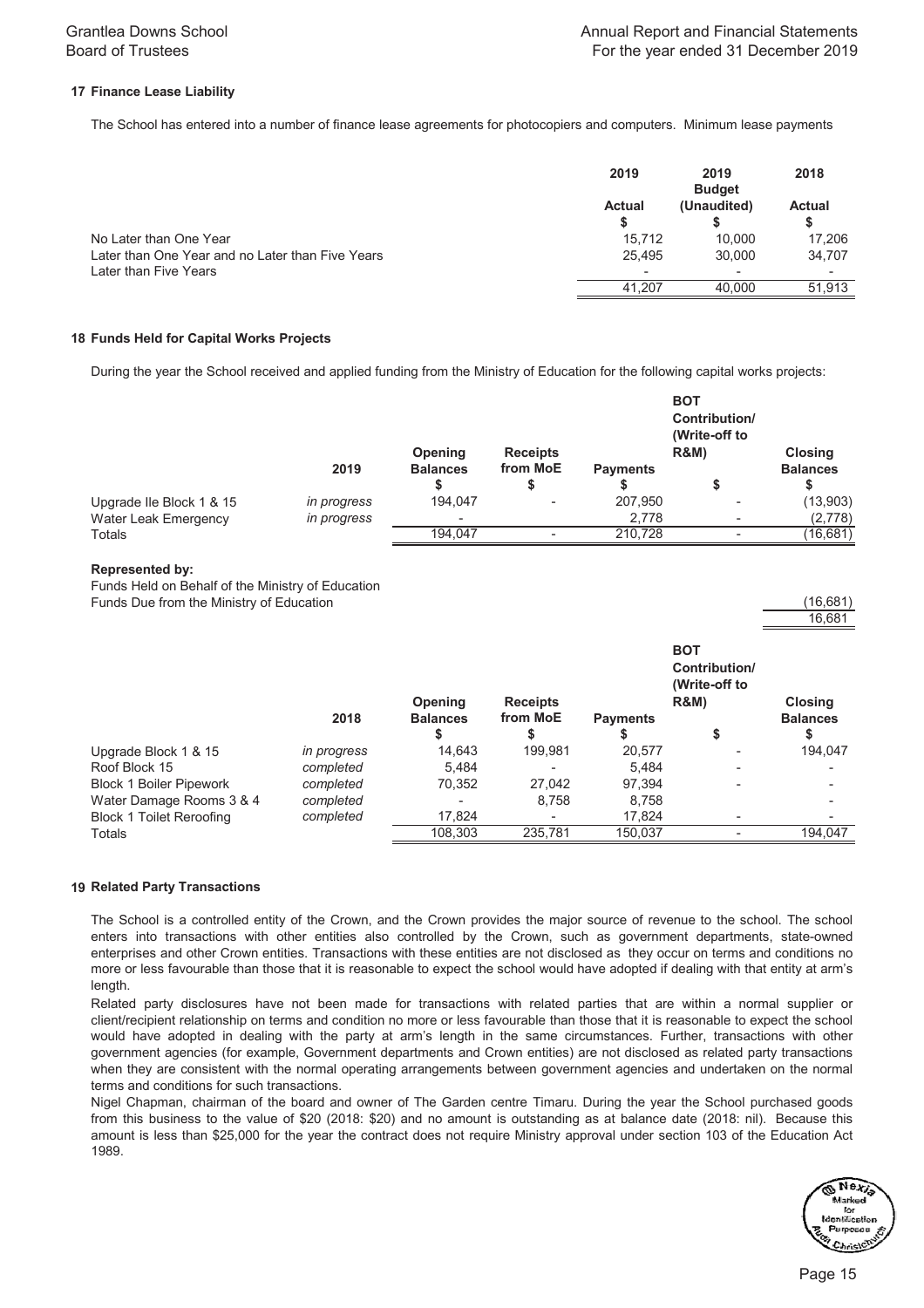## 17 Finance Lease Liability

The School has entered into a number of finance lease agreements for photocopiers and computers. Minimum lease payments

| | 2019 | 2019 Budget | 2018 |
|---|---|---|---|
| | Actual | (Unaudited) | Actual |
| | $ | $ | $ |
| No Later than One Year | 15,712 | 10,000 | 17,206 |
| Later than One Year and no Later than Five Years | 25,495 | 30,000 | 34,707 |
| Later than Five Years | - | - | - |
| | 41,207 | 40,000 | 51,913 |

## 18 Funds Held for Capital Works Projects

During the year the School received and applied funding from the Ministry of Education for the following capital works projects:

| | 2019 | Opening Balances | Receipts from MoE | Payments | BOT Contribution/ (Write-off to R&M) | Closing Balances |
|---|---|---|---|---|---|---|
| | | $ | $ | $ | $ | $ |
| Upgrade Ile Block 1 & 15 | *in progress* | 194,047 | - | 207,950 | - | (13,903) |
| Water Leak Emergency | *in progress* | - | | 2,778 | - | (2,778) |
| Totals | | 194,047 | - | 210,728 | - | (16,681) |

**Represented by:**

| | |
|---|---|
| Funds Held on Behalf of the Ministry of Education | |
| Funds Due from the Ministry of Education | (16,681) |
| | 16,681 |

| | 2018 | Opening Balances | Receipts from MoE | Payments | BOT Contribution/ (Write-off to R&M) | Closing Balances |
|---|---|---|---|---|---|---|
| | | $ | $ | $ | $ | $ |
| Upgrade Block 1 & 15 | *in progress* | 14,643 | 199,981 | 20,577 | - | 194,047 |
| Roof Block 15 | *completed* | 5,484 | - | 5,484 | - | - |
| Block 1 Boiler Pipework | *completed* | 70,352 | 27,042 | 97,394 | - | - |
| Water Damage Rooms 3 & 4 | *completed* | - | 8,758 | 8,758 | | - |
| Block 1 Toilet Reroofing | *completed* | 17,824 | - | 17,824 | - | - |
| Totals | | 108,303 | 235,781 | 150,037 | - | 194,047 |

## 19 Related Party Transactions

The School is a controlled entity of the Crown, and the Crown provides the major source of revenue to the school. The school enters into transactions with other entities also controlled by the Crown, such as government departments, state-owned enterprises and other Crown entities. Transactions with these entities are not disclosed as they occur on terms and conditions no more or less favourable than those that it is reasonable to expect the school would have adopted if dealing with that entity at arm's length.

Related party disclosures have not been made for transactions with related parties that are within a normal supplier or client/recipient relationship on terms and condition no more or less favourable than those that it is reasonable to expect the school would have adopted in dealing with the party at arm's length in the same circumstances. Further, transactions with other government agencies (for example, Government departments and Crown entities) are not disclosed as related party transactions when they are consistent with the normal operating arrangements between government agencies and undertaken on the normal terms and conditions for such transactions.

Nigel Chapman, chairman of the board and owner of The Garden centre Timaru. During the year the School purchased goods from this business to the value of $20 (2018: $20) and no amount is outstanding as at balance date (2018: nil). Because this amount is less than $25,000 for the year the contract does not require Ministry approval under section 103 of the Education Act 1989.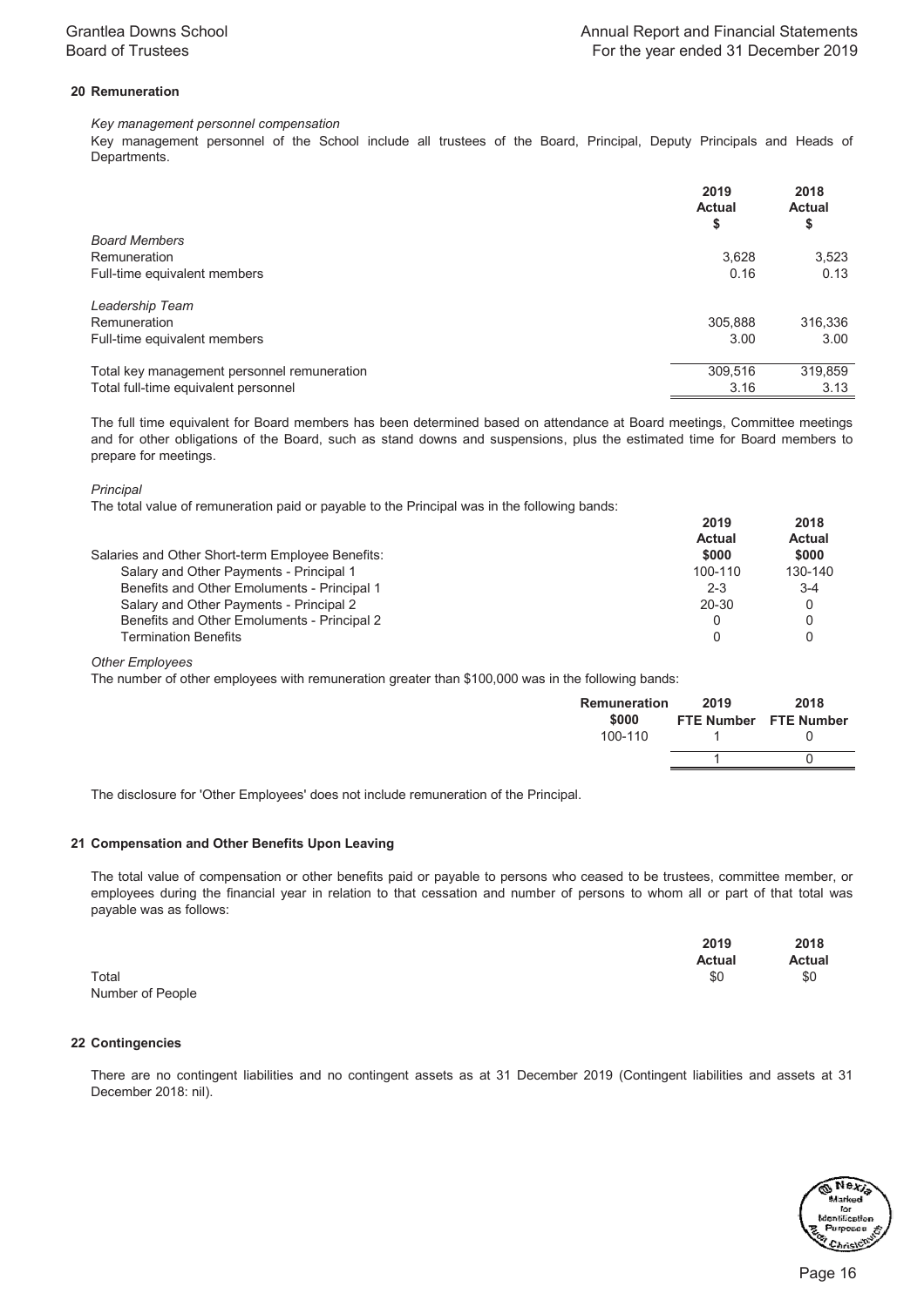## 20 Remuneration

*Key management personnel compensation*

Key management personnel of the School include all trustees of the Board, Principal, Deputy Principals and Heads of Departments.

| | 2019 Actual $ | 2018 Actual $ |
|---|---|---|
| *Board Members* | | |
| Remuneration | 3,628 | 3,523 |
| Full-time equivalent members | 0.16 | 0.13 |
| *Leadership Team* | | |
| Remuneration | 305,888 | 316,336 |
| Full-time equivalent members | 3.00 | 3.00 |
| Total key management personnel remuneration | 309,516 | 319,859 |
| Total full-time equivalent personnel | 3.16 | 3.13 |

The full time equivalent for Board members has been determined based on attendance at Board meetings, Committee meetings and for other obligations of the Board, such as stand downs and suspensions, plus the estimated time for Board members to prepare for meetings.

*Principal*

The total value of remuneration paid or payable to the Principal was in the following bands:

| Salaries and Other Short-term Employee Benefits: | 2019 Actual $000 | 2018 Actual $000 |
|---|---|---|
| Salary and Other Payments - Principal 1 | 100-110 | 130-140 |
| Benefits and Other Emoluments - Principal 1 | 2-3 | 3-4 |
| Salary and Other Payments - Principal 2 | 20-30 | 0 |
| Benefits and Other Emoluments - Principal 2 | 0 | 0 |
| Termination Benefits | 0 | 0 |

*Other Employees*

The number of other employees with remuneration greater than $100,000 was in the following bands:

| Remuneration $000 | 2019 FTE Number | 2018 FTE Number |
|---|---|---|
| 100-110 | 1 | 0 |
| | 1 | 0 |

The disclosure for 'Other Employees' does not include remuneration of the Principal.

## 21 Compensation and Other Benefits Upon Leaving

The total value of compensation or other benefits paid or payable to persons who ceased to be trustees, committee member, or employees during the financial year in relation to that cessation and number of persons to whom all or part of that total was payable was as follows:

| | 2019 Actual | 2018 Actual |
|---|---|---|
| Total | $0 | $0 |
| Number of People | | |

## 22 Contingencies

There are no contingent liabilities and no contingent assets as at 31 December 2019 (Contingent liabilities and assets at 31 December 2018: nil).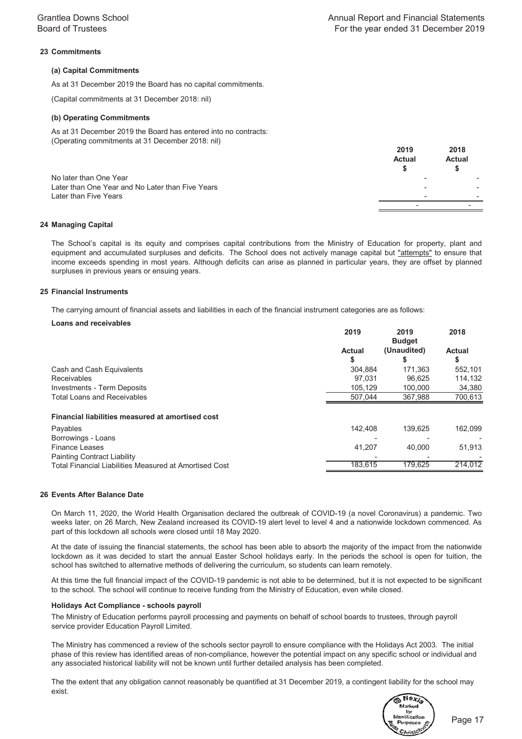## 23 Commitments

### (a) Capital Commitments

As at 31 December 2019 the Board has no capital commitments.

(Capital commitments at 31 December 2018: nil)

### (b) Operating Commitments

As at 31 December 2019 the Board has entered into no contracts:
(Operating commitments at 31 December 2018: nil)

| | 2019 Actual $ | 2018 Actual $ |
|---|---|---|
| No later than One Year | - | - |
| Later than One Year and No Later than Five Years | - | - |
| Later than Five Years | - | - |
| | - | - |

## 24 Managing Capital

The School's capital is its equity and comprises capital contributions from the Ministry of Education for property, plant and equipment and accumulated surpluses and deficits. The School does not actively manage capital but "attempts" to ensure that income exceeds spending in most years. Although deficits can arise as planned in particular years, they are offset by planned surpluses in previous years or ensuing years.

## 25 Financial Instruments

The carrying amount of financial assets and liabilities in each of the financial instrument categories are as follows:

| Loans and receivables | 2019 Actual $ | 2019 Budget (Unaudited) $ | 2018 Actual $ |
|---|---|---|---|
| Cash and Cash Equivalents | 304,884 | 171,363 | 552,101 |
| Receivables | 97,031 | 96,625 | 114,132 |
| Investments - Term Deposits | 105,129 | 100,000 | 34,380 |
| Total Loans and Receivables | 507,044 | 367,988 | 700,613 |
| **Financial liabilities measured at amortised cost** | | | |
| Payables | 142,408 | 139,625 | 162,099 |
| Borrowings - Loans | - | - | - |
| Finance Leases | 41,207 | 40,000 | 51,913 |
| Painting Contract Liability | - | - | - |
| Total Financial Liabilities Measured at Amortised Cost | 183,615 | 179,625 | 214,012 |

## 26 Events After Balance Date

On March 11, 2020, the World Health Organisation declared the outbreak of COVID-19 (a novel Coronavirus) a pandemic. Two weeks later, on 26 March, New Zealand increased its COVID-19 alert level to level 4 and a nationwide lockdown commenced. As part of this lockdown all schools were closed until 18 May 2020.

At the date of issuing the financial statements, the school has been able to absorb the majority of the impact from the nationwide lockdown as it was decided to start the annual Easter School holidays early. In the periods the school is open for tuition, the school has switched to alternative methods of delivering the curriculum, so students can learn remotely.

At this time the full financial impact of the COVID-19 pandemic is not able to be determined, but it is not expected to be significant to the school. The school will continue to receive funding from the Ministry of Education, even while closed.

**Holidays Act Compliance - schools payroll**

The Ministry of Education performs payroll processing and payments on behalf of school boards to trustees, through payroll service provider Education Payroll Limited.

The Ministry has commenced a review of the schools sector payroll to ensure compliance with the Holidays Act 2003. The initial phase of this review has identified areas of non-compliance, however the potential impact on any specific school or individual and any associated historical liability will not be known until further detailed analysis has been completed.

The the extent that any obligation cannot reasonably be quantified at 31 December 2019, a contingent liability for the school may exist.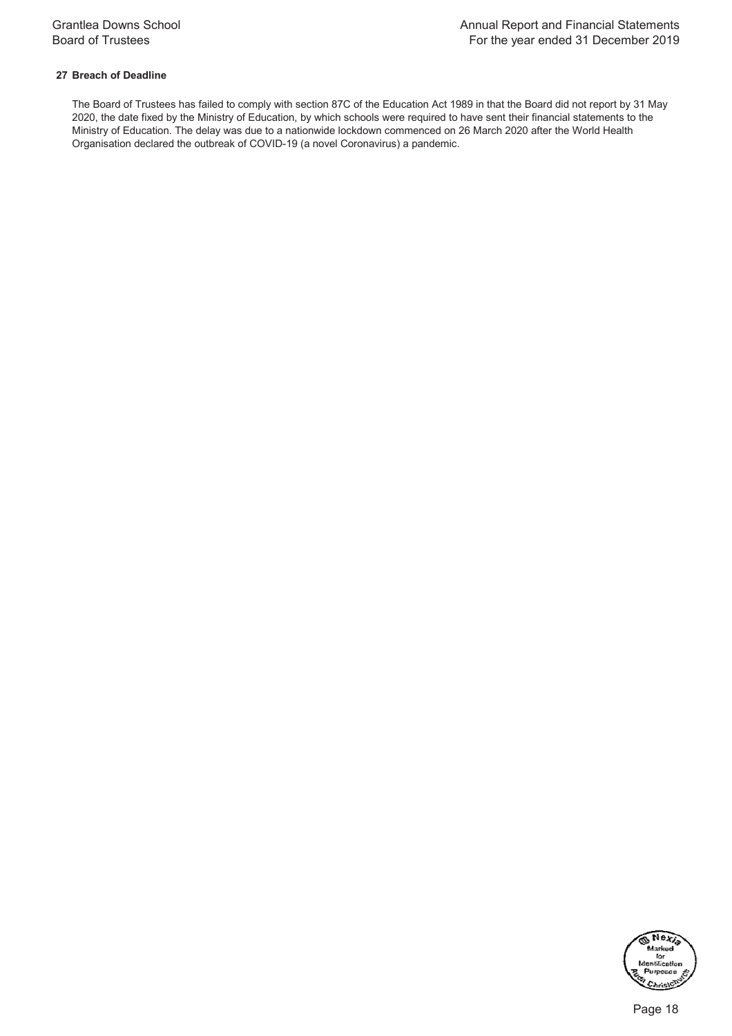## 27 Breach of Deadline

The Board of Trustees has failed to comply with section 87C of the Education Act 1989 in that the Board did not report by 31 May 2020, the date fixed by the Ministry of Education, by which schools were required to have sent their financial statements to the Ministry of Education. The delay was due to a nationwide lockdown commenced on 26 March 2020 after the World Health Organisation declared the outbreak of COVID-19 (a novel Coronavirus) a pandemic.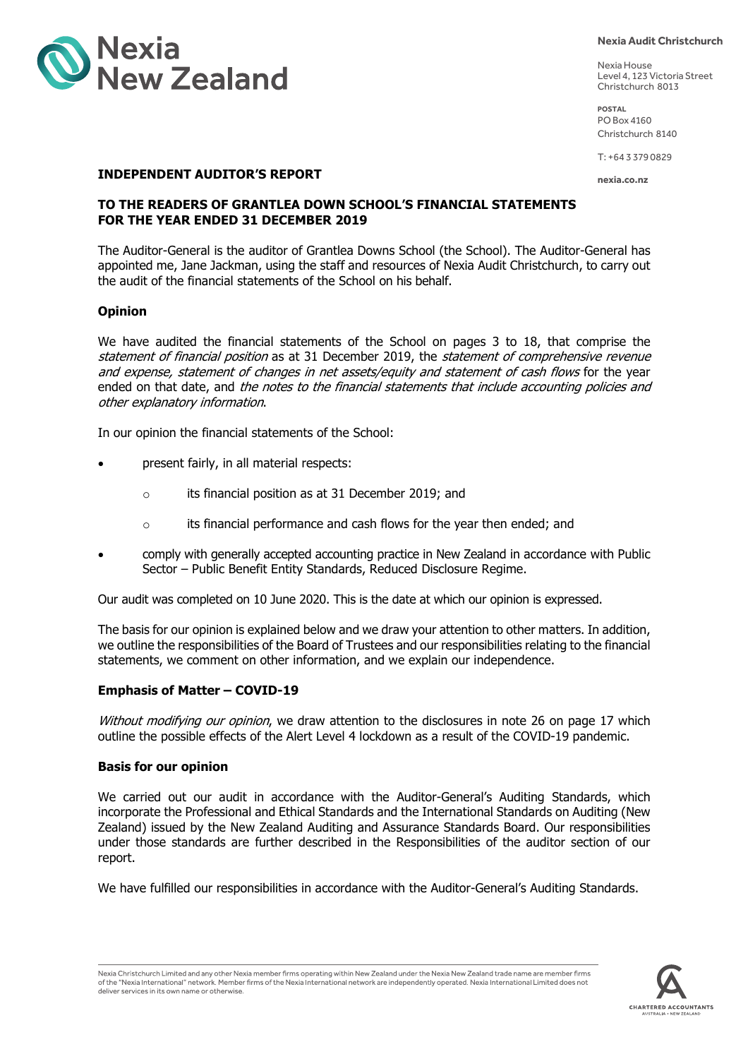# INDEPENDENT AUDITOR'S REPORT

## TO THE READERS OF GRANTLEA DOWN SCHOOL'S FINANCIAL STATEMENTS FOR THE YEAR ENDED 31 DECEMBER 2019

The Auditor-General is the auditor of Grantlea Downs School (the School). The Auditor-General has appointed me, Jane Jackman, using the staff and resources of Nexia Audit Christchurch, to carry out the audit of the financial statements of the School on his behalf.

### Opinion

We have audited the financial statements of the School on pages 3 to 18, that comprise the *statement of financial position* as at 31 December 2019, the *statement of comprehensive revenue and expense, statement of changes in net assets/equity and statement of cash flows* for the year ended on that date, and *the notes to the financial statements that include accounting policies and other explanatory information*.

In our opinion the financial statements of the School:

- present fairly, in all material respects:
  - its financial position as at 31 December 2019; and
  - its financial performance and cash flows for the year then ended; and
- comply with generally accepted accounting practice in New Zealand in accordance with Public Sector – Public Benefit Entity Standards, Reduced Disclosure Regime.

Our audit was completed on 10 June 2020. This is the date at which our opinion is expressed.

The basis for our opinion is explained below and we draw your attention to other matters. In addition, we outline the responsibilities of the Board of Trustees and our responsibilities relating to the financial statements, we comment on other information, and we explain our independence.

### Emphasis of Matter – COVID-19

*Without modifying our opinion*, we draw attention to the disclosures in note 26 on page 17 which outline the possible effects of the Alert Level 4 lockdown as a result of the COVID-19 pandemic.

### Basis for our opinion

We carried out our audit in accordance with the Auditor-General's Auditing Standards, which incorporate the Professional and Ethical Standards and the International Standards on Auditing (New Zealand) issued by the New Zealand Auditing and Assurance Standards Board. Our responsibilities under those standards are further described in the Responsibilities of the auditor section of our report.

We have fulfilled our responsibilities in accordance with the Auditor-General's Auditing Standards.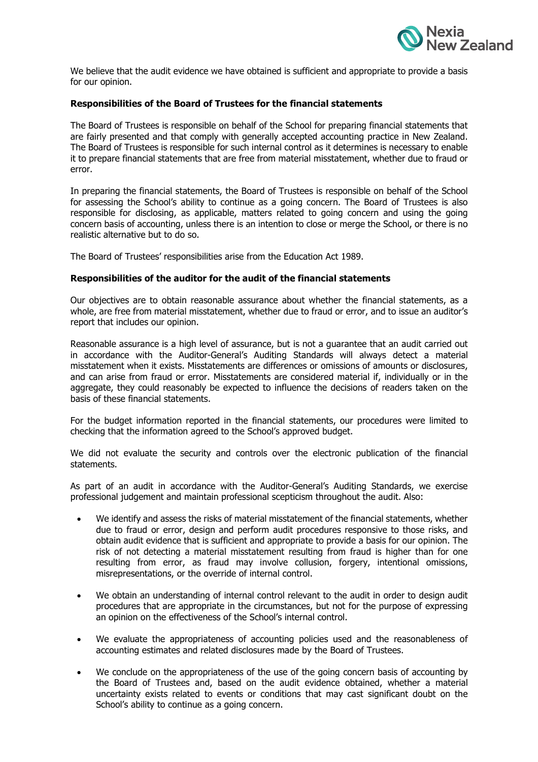We believe that the audit evidence we have obtained is sufficient and appropriate to provide a basis for our opinion.

**Responsibilities of the Board of Trustees for the financial statements**

The Board of Trustees is responsible on behalf of the School for preparing financial statements that are fairly presented and that comply with generally accepted accounting practice in New Zealand. The Board of Trustees is responsible for such internal control as it determines is necessary to enable it to prepare financial statements that are free from material misstatement, whether due to fraud or error.

In preparing the financial statements, the Board of Trustees is responsible on behalf of the School for assessing the School's ability to continue as a going concern. The Board of Trustees is also responsible for disclosing, as applicable, matters related to going concern and using the going concern basis of accounting, unless there is an intention to close or merge the School, or there is no realistic alternative but to do so.

The Board of Trustees' responsibilities arise from the Education Act 1989.

**Responsibilities of the auditor for the audit of the financial statements**

Our objectives are to obtain reasonable assurance about whether the financial statements, as a whole, are free from material misstatement, whether due to fraud or error, and to issue an auditor's report that includes our opinion.

Reasonable assurance is a high level of assurance, but is not a guarantee that an audit carried out in accordance with the Auditor-General's Auditing Standards will always detect a material misstatement when it exists. Misstatements are differences or omissions of amounts or disclosures, and can arise from fraud or error. Misstatements are considered material if, individually or in the aggregate, they could reasonably be expected to influence the decisions of readers taken on the basis of these financial statements.

For the budget information reported in the financial statements, our procedures were limited to checking that the information agreed to the School's approved budget.

We did not evaluate the security and controls over the electronic publication of the financial statements.

As part of an audit in accordance with the Auditor-General's Auditing Standards, we exercise professional judgement and maintain professional scepticism throughout the audit. Also:

- We identify and assess the risks of material misstatement of the financial statements, whether due to fraud or error, design and perform audit procedures responsive to those risks, and obtain audit evidence that is sufficient and appropriate to provide a basis for our opinion. The risk of not detecting a material misstatement resulting from fraud is higher than for one resulting from error, as fraud may involve collusion, forgery, intentional omissions, misrepresentations, or the override of internal control.

- We obtain an understanding of internal control relevant to the audit in order to design audit procedures that are appropriate in the circumstances, but not for the purpose of expressing an opinion on the effectiveness of the School's internal control.

- We evaluate the appropriateness of accounting policies used and the reasonableness of accounting estimates and related disclosures made by the Board of Trustees.

- We conclude on the appropriateness of the use of the going concern basis of accounting by the Board of Trustees and, based on the audit evidence obtained, whether a material uncertainty exists related to events or conditions that may cast significant doubt on the School's ability to continue as a going concern.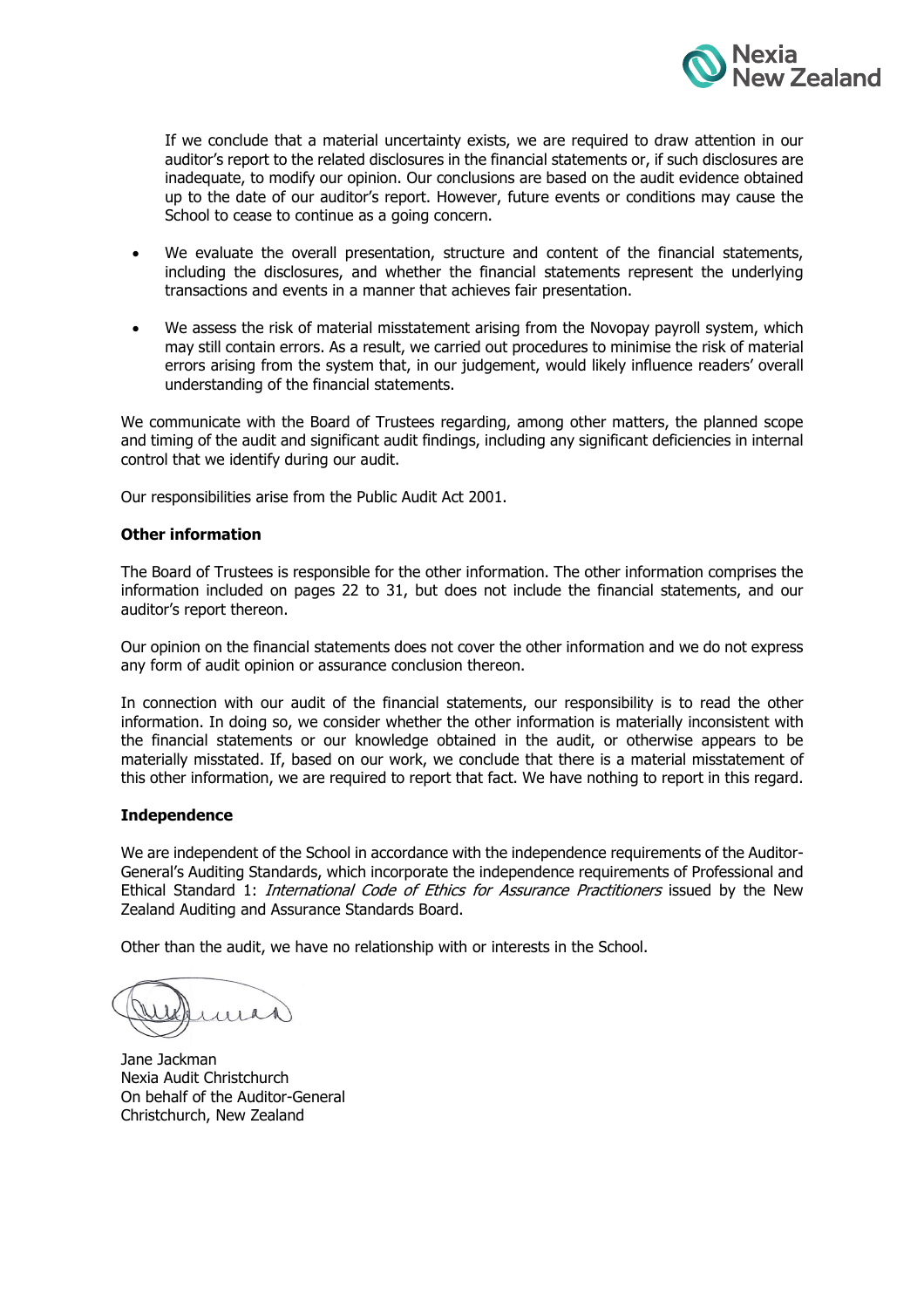If we conclude that a material uncertainty exists, we are required to draw attention in our auditor's report to the related disclosures in the financial statements or, if such disclosures are inadequate, to modify our opinion. Our conclusions are based on the audit evidence obtained up to the date of our auditor's report. However, future events or conditions may cause the School to cease to continue as a going concern.

- We evaluate the overall presentation, structure and content of the financial statements, including the disclosures, and whether the financial statements represent the underlying transactions and events in a manner that achieves fair presentation.

- We assess the risk of material misstatement arising from the Novopay payroll system, which may still contain errors. As a result, we carried out procedures to minimise the risk of material errors arising from the system that, in our judgement, would likely influence readers' overall understanding of the financial statements.

We communicate with the Board of Trustees regarding, among other matters, the planned scope and timing of the audit and significant audit findings, including any significant deficiencies in internal control that we identify during our audit.

Our responsibilities arise from the Public Audit Act 2001.

**Other information**

The Board of Trustees is responsible for the other information. The other information comprises the information included on pages 22 to 31, but does not include the financial statements, and our auditor's report thereon.

Our opinion on the financial statements does not cover the other information and we do not express any form of audit opinion or assurance conclusion thereon.

In connection with our audit of the financial statements, our responsibility is to read the other information. In doing so, we consider whether the other information is materially inconsistent with the financial statements or our knowledge obtained in the audit, or otherwise appears to be materially misstated. If, based on our work, we conclude that there is a material misstatement of this other information, we are required to report that fact. We have nothing to report in this regard.

**Independence**

We are independent of the School in accordance with the independence requirements of the Auditor-General's Auditing Standards, which incorporate the independence requirements of Professional and Ethical Standard 1: *International Code of Ethics for Assurance Practitioners* issued by the New Zealand Auditing and Assurance Standards Board.

Other than the audit, we have no relationship with or interests in the School.

Jane Jackman
Nexia Audit Christchurch
On behalf of the Auditor-General
Christchurch, New Zealand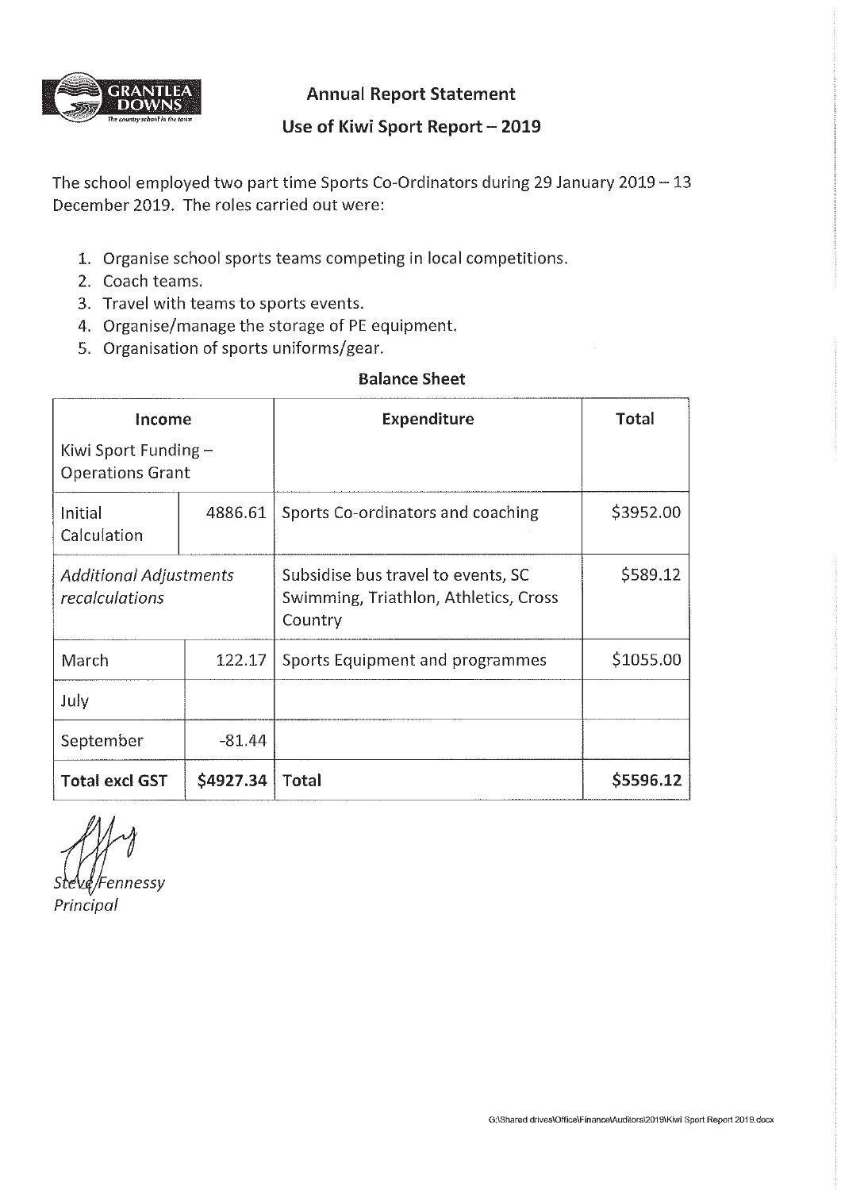GRANTLEA DOWNS
*The country school in the town*

## Annual Report Statement

## Use of Kiwi Sport Report – 2019

The school employed two part time Sports Co-Ordinators during 29 January 2019 – 13 December 2019. The roles carried out were:

1. Organise school sports teams competing in local competitions.
2. Coach teams.
3. Travel with teams to sports events.
4. Organise/manage the storage of PE equipment.
5. Organisation of sports uniforms/gear.

**Balance Sheet**

| **Income**<br>Kiwi Sport Funding – Operations Grant | | **Expenditure** | **Total** |
|---|---|---|---|
| Initial Calculation | 4886.61 | Sports Co-ordinators and coaching | \$3952.00 |
| *Additional Adjustments recalculations* | | Subsidise bus travel to events, SC Swimming, Triathlon, Athletics, Cross Country | \$589.12 |
| March | 122.17 | Sports Equipment and programmes | \$1055.00 |
| July | | | |
| September | -81.44 | | |
| **Total excl GST** | **\$4927.34** | **Total** | **\$5596.12** |

Steve Fennessy
*Principal*

G:\Shared drives\Office\Finance\Auditors\2019\Kiwi Sport Report 2019.docx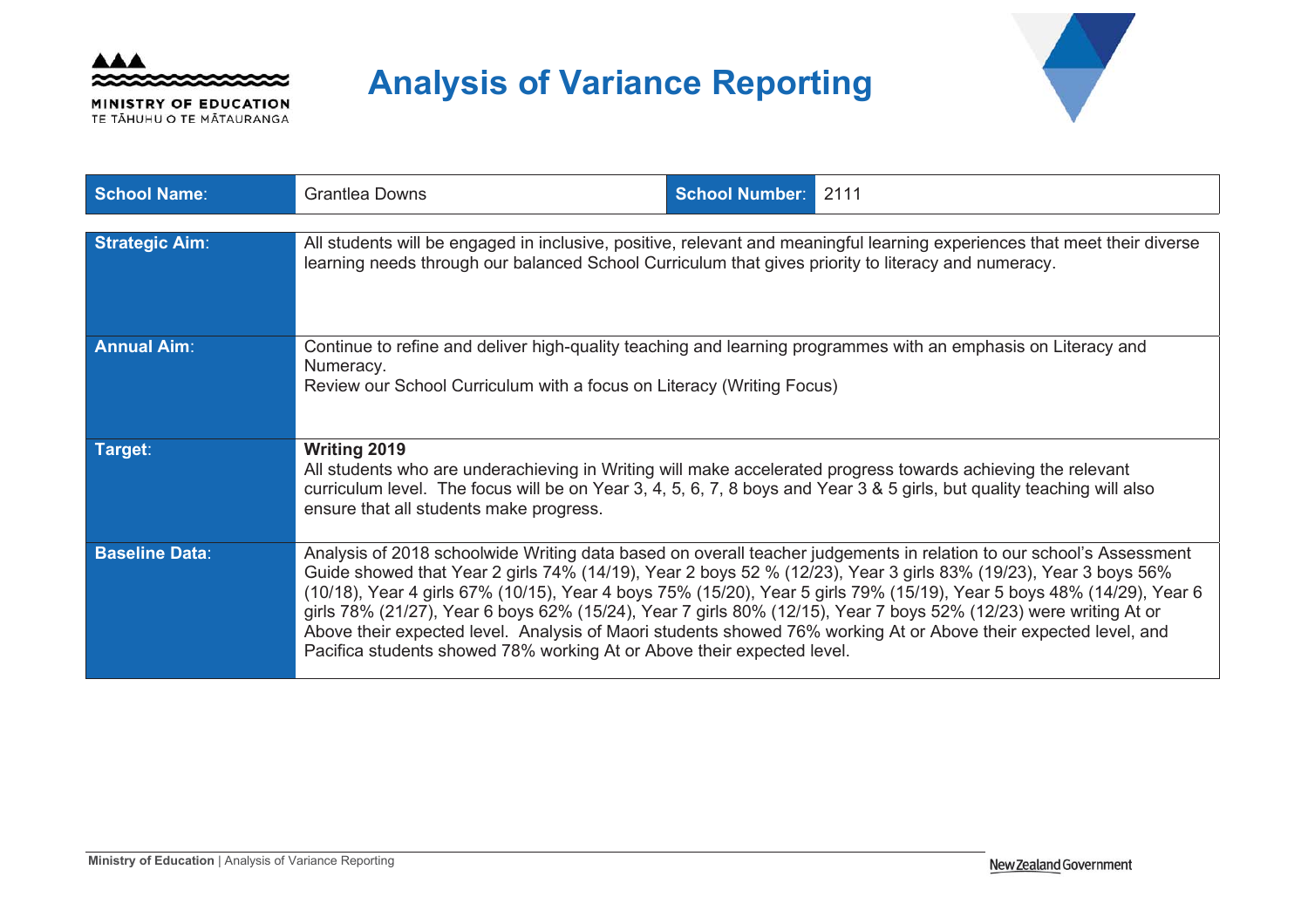# Analysis of Variance Reporting

| School Name: | Grantlea Downs | School Number: | 2111 |
|---|---|---|---|

| | |
|---|---|
| **Strategic Aim**: | All students will be engaged in inclusive, positive, relevant and meaningful learning experiences that meet their diverse learning needs through our balanced School Curriculum that gives priority to literacy and numeracy. |
| **Annual Aim**: | Continue to refine and deliver high-quality teaching and learning programmes with an emphasis on Literacy and Numeracy.<br>Review our School Curriculum with a focus on Literacy (Writing Focus) |
| **Target**: | **Writing 2019**<br>All students who are underachieving in Writing will make accelerated progress towards achieving the relevant curriculum level. The focus will be on Year 3, 4, 5, 6, 7, 8 boys and Year 3 & 5 girls, but quality teaching will also ensure that all students make progress. |
| **Baseline Data**: | Analysis of 2018 schoolwide Writing data based on overall teacher judgements in relation to our school's Assessment Guide showed that Year 2 girls 74% (14/19), Year 2 boys 52 % (12/23), Year 3 girls 83% (19/23), Year 3 boys 56% (10/18), Year 4 girls 67% (10/15), Year 4 boys 75% (15/20), Year 5 girls 79% (15/19), Year 5 boys 48% (14/29), Year 6 girls 78% (21/27), Year 6 boys 62% (15/24), Year 7 girls 80% (12/15), Year 7 boys 52% (12/23) were writing At or Above their expected level. Analysis of Maori students showed 76% working At or Above their expected level, and Pacifica students showed 78% working At or Above their expected level. |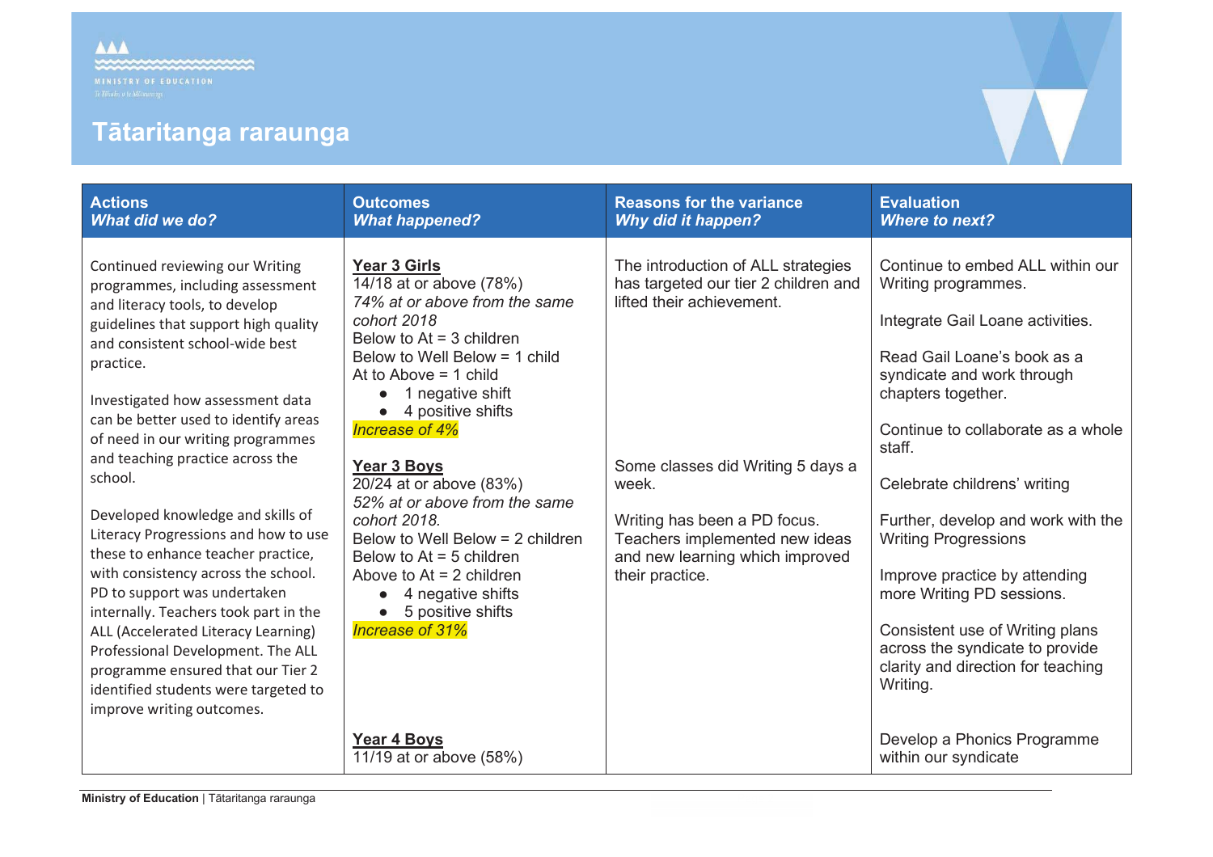# Tātaritanga raraunga

| Actions<br>*What did we do?* | Outcomes<br>*What happened?* | Reasons for the variance<br>*Why did it happen?* | Evaluation<br>*Where to next?* |
|---|---|---|---|
| Continued reviewing our Writing programmes, including assessment and literacy tools, to develop guidelines that support high quality and consistent school-wide best practice.<br><br>Investigated how assessment data can be better used to identify areas of need in our writing programmes and teaching practice across the school.<br><br>Developed knowledge and skills of Literacy Progressions and how to use these to enhance teacher practice, with consistency across the school. PD to support was undertaken internally. Teachers took part in the ALL (Accelerated Literacy Learning) Professional Development. The ALL programme ensured that our Tier 2 identified students were targeted to improve writing outcomes. | **Year 3 Girls**<br>14/18 at or above (78%)<br>*74% at or above from the same cohort 2018*<br>Below to At = 3 children<br>Below to Well Below = 1 child<br>At to Above = 1 child<br>• 1 negative shift<br>• 4 positive shifts<br>*Increase of 4%*<br><br>**Year 3 Boys**<br>20/24 at or above (83%)<br>*52% at or above from the same cohort 2018.*<br>Below to Well Below = 2 children<br>Below to At = 5 children<br>Above to At = 2 children<br>• 4 negative shifts<br>• 5 positive shifts<br>*Increase of 31%*<br><br>**Year 4 Boys**<br>11/19 at or above (58%) | The introduction of ALL strategies has targeted our tier 2 children and lifted their achievement.<br><br>Some classes did Writing 5 days a week.<br><br>Writing has been a PD focus. Teachers implemented new ideas and new learning which improved their practice. | Continue to embed ALL within our Writing programmes.<br><br>Integrate Gail Loane activities.<br><br>Read Gail Loane's book as a syndicate and work through chapters together.<br><br>Continue to collaborate as a whole staff.<br><br>Celebrate childrens' writing<br><br>Further, develop and work with the Writing Progressions<br><br>Improve practice by attending more Writing PD sessions.<br><br>Consistent use of Writing plans across the syndicate to provide clarity and direction for teaching Writing.<br><br>Develop a Phonics Programme within our syndicate |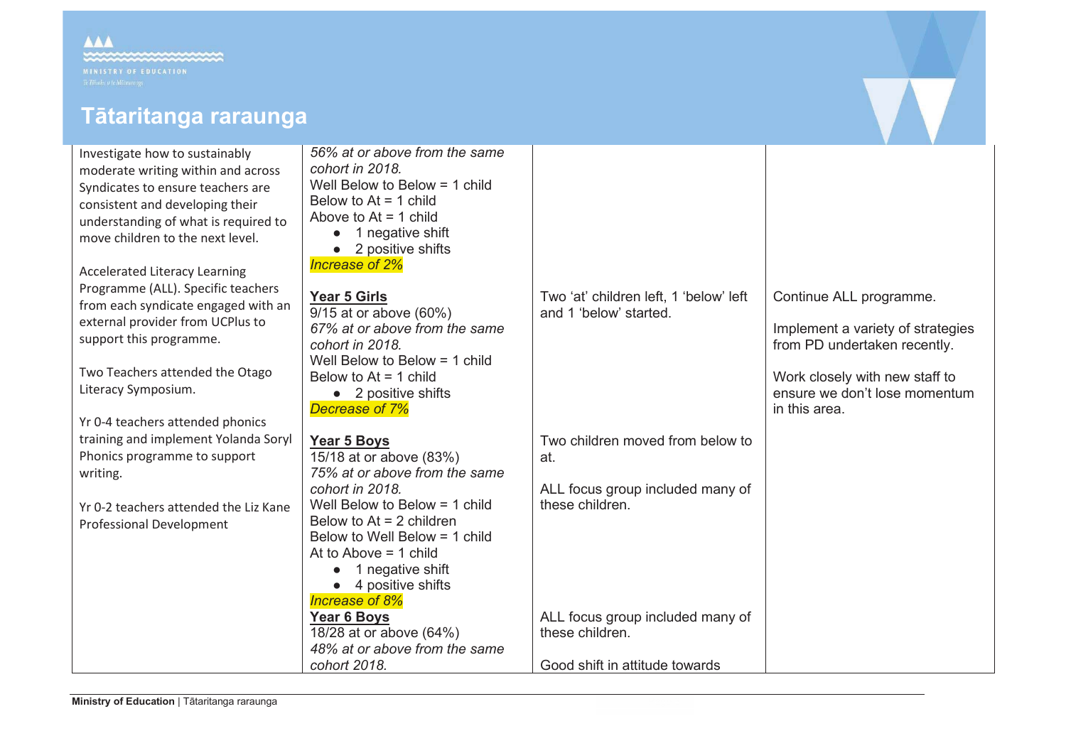| | | | |
|---|---|---|---|
| Investigate how to sustainably moderate writing within and across Syndicates to ensure teachers are consistent and developing their understanding of what is required to move children to the next level.<br><br>Accelerated Literacy Learning Programme (ALL). Specific teachers from each syndicate engaged with an external provider from UCPlus to support this programme.<br><br>Two Teachers attended the Otago Literacy Symposium.<br><br>Yr 0-4 teachers attended phonics training and implement Yolanda Soryl Phonics programme to support writing.<br><br>Yr 0-2 teachers attended the Liz Kane Professional Development | *56% at or above from the same cohort in 2018.*<br>Well Below to Below = 1 child<br>Below to At = 1 child<br>Above to At = 1 child<br>● 1 negative shift<br>● 2 positive shifts<br>*Increase of 2%* | | |
| | **Year 5 Girls**<br>9/15 at or above (60%)<br>*67% at or above from the same cohort in 2018.*<br>Well Below to Below = 1 child<br>Below to At = 1 child<br>● 2 positive shifts<br>*Decrease of 7%* | Two 'at' children left, 1 'below' left and 1 'below' started. | Continue ALL programme.<br><br>Implement a variety of strategies from PD undertaken recently.<br><br>Work closely with new staff to ensure we don't lose momentum in this area. |
| | **Year 5 Boys**<br>15/18 at or above (83%)<br>*75% at or above from the same cohort in 2018.*<br>Well Below to Below = 1 child<br>Below to At = 2 children<br>Below to Well Below = 1 child<br>At to Above = 1 child<br>● 1 negative shift<br>● 4 positive shifts<br>*Increase of 8%* | Two children moved from below to at.<br><br>ALL focus group included many of these children. | |
| | **Year 6 Boys**<br>18/28 at or above (64%)<br>*48% at or above from the same cohort 2018.* | ALL focus group included many of these children.<br><br>Good shift in attitude towards | |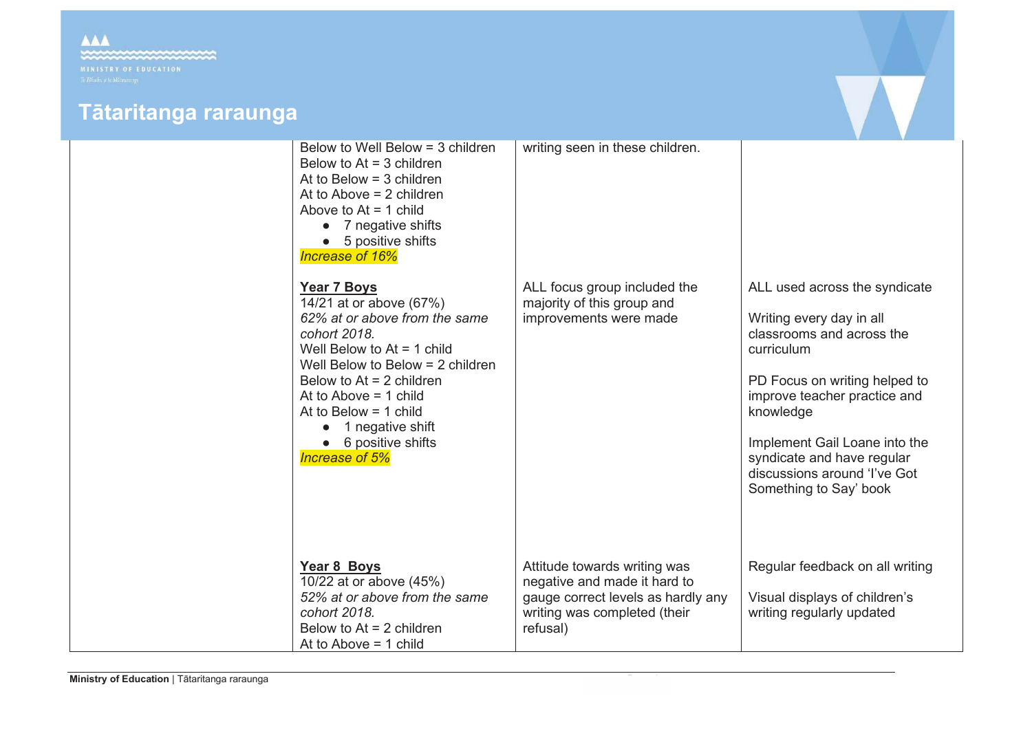| | | | |
|---|---|---|---|
| | Below to Well Below = 3 children<br>Below to At = 3 children<br>At to Below = 3 children<br>At to Above = 2 children<br>Above to At = 1 child<br>● 7 negative shifts<br>● 5 positive shifts<br>*Increase of 16%* | writing seen in these children. | |
| | **Year 7 Boys**<br>14/21 at or above (67%)<br>*62% at or above from the same cohort 2018.*<br>Well Below to At = 1 child<br>Well Below to Below = 2 children<br>Below to At = 2 children<br>At to Above = 1 child<br>At to Below = 1 child<br>● 1 negative shift<br>● 6 positive shifts<br>*Increase of 5%* | ALL focus group included the majority of this group and improvements were made | ALL used across the syndicate<br><br>Writing every day in all classrooms and across the curriculum<br><br>PD Focus on writing helped to improve teacher practice and knowledge<br><br>Implement Gail Loane into the syndicate and have regular discussions around 'I've Got Something to Say' book |
| | **Year 8 Boys**<br>10/22 at or above (45%)<br>*52% at or above from the same cohort 2018.*<br>Below to At = 2 children<br>At to Above = 1 child | Attitude towards writing was negative and made it hard to gauge correct levels as hardly any writing was completed (their refusal) | Regular feedback on all writing<br><br>Visual displays of children's writing regularly updated |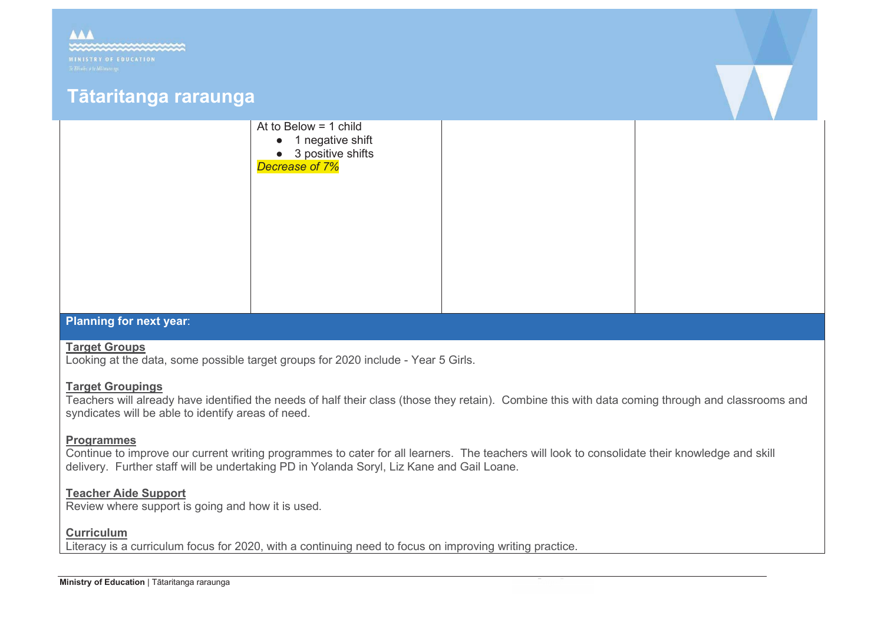| | | | |
|---|---|---|---|
| | At to Below = 1 child<br>● 1 negative shift<br>● 3 positive shifts<br>*Decrease of 7%* | | |

**Planning for next year**:

**Target Groups**
Looking at the data, some possible target groups for 2020 include - Year 5 Girls.

**Target Groupings**
Teachers will already have identified the needs of half their class (those they retain). Combine this with data coming through and classrooms and syndicates will be able to identify areas of need.

**Programmes**
Continue to improve our current writing programmes to cater for all learners. The teachers will look to consolidate their knowledge and skill delivery. Further staff will be undertaking PD in Yolanda Soryl, Liz Kane and Gail Loane.

**Teacher Aide Support**
Review where support is going and how it is used.

**Curriculum**
Literacy is a curriculum focus for 2020, with a continuing need to focus on improving writing practice.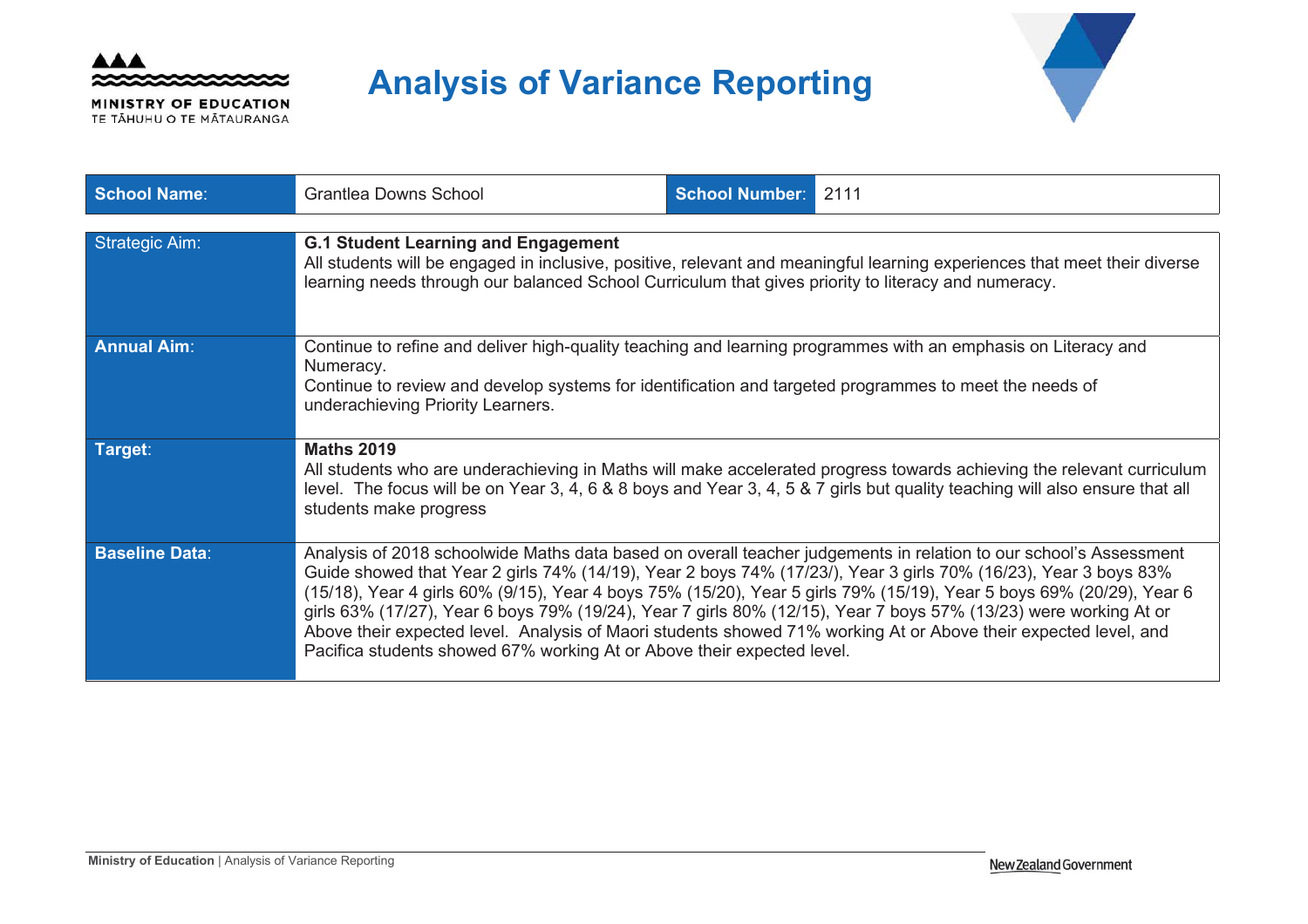# Analysis of Variance Reporting

| School Name: | Grantlea Downs School | School Number: | 2111 |
|---|---|---|---|

| | |
|---|---|
| Strategic Aim: | **G.1 Student Learning and Engagement**<br>All students will be engaged in inclusive, positive, relevant and meaningful learning experiences that meet their diverse learning needs through our balanced School Curriculum that gives priority to literacy and numeracy. |
| **Annual Aim**: | Continue to refine and deliver high-quality teaching and learning programmes with an emphasis on Literacy and Numeracy.<br>Continue to review and develop systems for identification and targeted programmes to meet the needs of underachieving Priority Learners. |
| **Target**: | **Maths 2019**<br>All students who are underachieving in Maths will make accelerated progress towards achieving the relevant curriculum level. The focus will be on Year 3, 4, 6 & 8 boys and Year 3, 4, 5 & 7 girls but quality teaching will also ensure that all students make progress |
| **Baseline Data**: | Analysis of 2018 schoolwide Maths data based on overall teacher judgements in relation to our school's Assessment Guide showed that Year 2 girls 74% (14/19), Year 2 boys 74% (17/23/), Year 3 girls 70% (16/23), Year 3 boys 83% (15/18), Year 4 girls 60% (9/15), Year 4 boys 75% (15/20), Year 5 girls 79% (15/19), Year 5 boys 69% (20/29), Year 6 girls 63% (17/27), Year 6 boys 79% (19/24), Year 7 girls 80% (12/15), Year 7 boys 57% (13/23) were working At or Above their expected level. Analysis of Maori students showed 71% working At or Above their expected level, and Pacifica students showed 67% working At or Above their expected level. |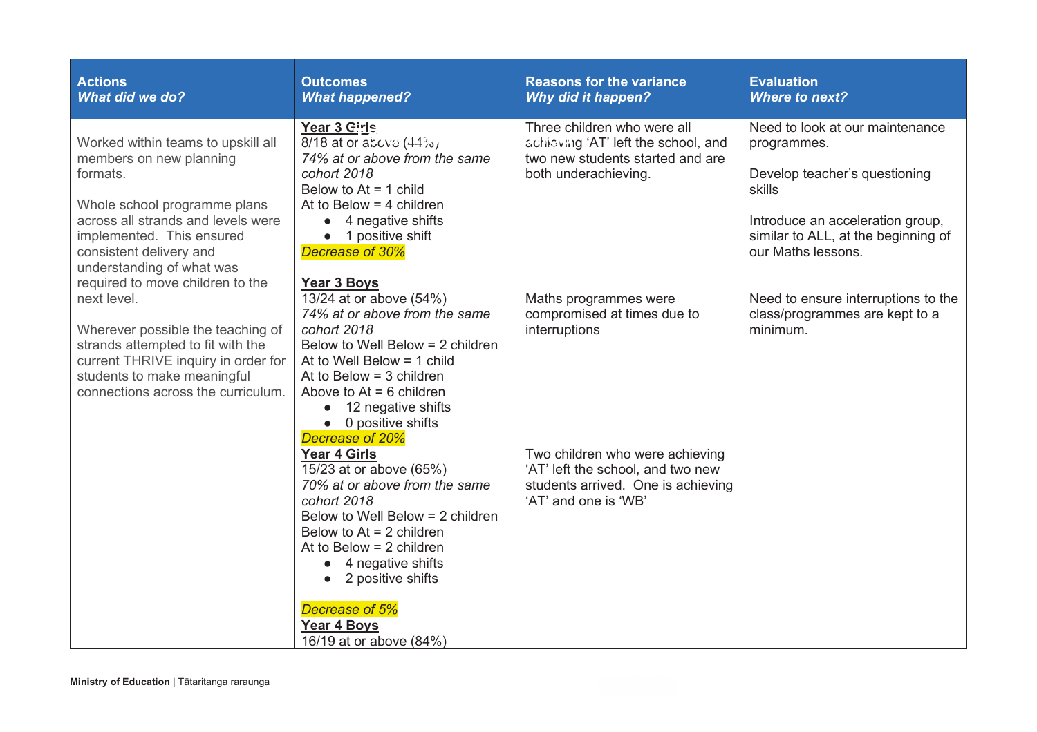| **Actions**<br>***What did we do?*** | **Outcomes**<br>***What happened?*** | **Reasons for the variance**<br>***Why did it happen?*** | **Evaluation**<br>***Where to next?*** |
| --- | --- | --- | --- |
| Worked within teams to upskill all members on new planning formats.<br><br>Whole school programme plans across all strands and levels were implemented. This ensured consistent delivery and understanding of what was required to move children to the next level.<br><br>Wherever possible the teaching of strands attempted to fit with the current THRIVE inquiry in order for students to make meaningful connections across the curriculum. | **Year 3 Girls**<br>8/18 at or above (44%)<br>*74% at or above from the same cohort 2018*<br>Below to At = 1 child<br>At to Below = 4 children<br>• 4 negative shifts<br>• 1 positive shift<br>*Decrease of 30%* | Three children who were all achieving 'AT' left the school, and two new students started and are both underachieving. | Need to look at our maintenance programmes.<br><br>Develop teacher's questioning skills<br><br>Introduce an acceleration group, similar to ALL, at the beginning of our Maths lessons. |
| | **Year 3 Boys**<br>13/24 at or above (54%)<br>*74% at or above from the same cohort 2018*<br>Below to Well Below = 2 children<br>At to Well Below = 1 child<br>At to Below = 3 children<br>Above to At = 6 children<br>• 12 negative shifts<br>• 0 positive shifts<br>*Decrease of 20%* | Maths programmes were compromised at times due to interruptions | Need to ensure interruptions to the class/programmes are kept to a minimum. |
| | **Year 4 Girls**<br>15/23 at or above (65%)<br>*70% at or above from the same cohort 2018*<br>Below to Well Below = 2 children<br>Below to At = 2 children<br>At to Below = 2 children<br>• 4 negative shifts<br>• 2 positive shifts<br><br>*Decrease of 5%* | Two children who were achieving 'AT' left the school, and two new students arrived. One is achieving 'AT' and one is 'WB' | |
| | **Year 4 Boys**<br>16/19 at or above (84%) | | |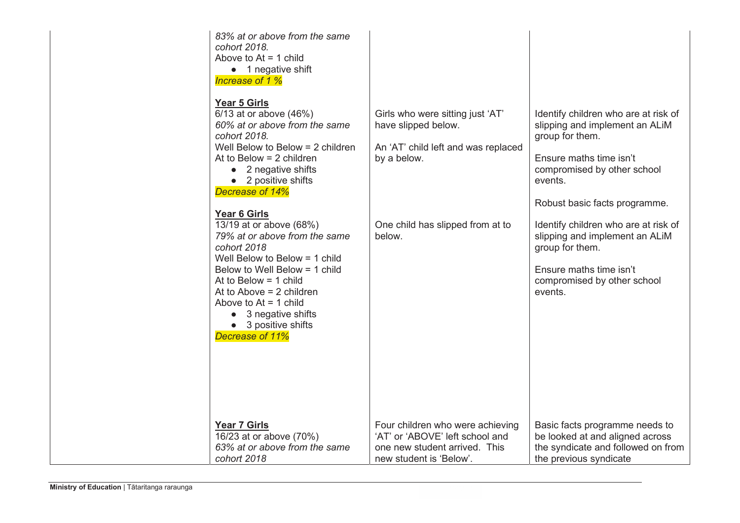| | | | |
|---|---|---|---|
| | *83% at or above from the same cohort 2018.*<br>Above to At = 1 child<br>• 1 negative shift<br>*Increase of 1 %* | | |
| | **Year 5 Girls**<br>6/13 at or above (46%)<br>*60% at or above from the same cohort 2018.*<br>Well Below to Below = 2 children<br>At to Below = 2 children<br>• 2 negative shifts<br>• 2 positive shifts<br>*Decrease of 14%* | Girls who were sitting just 'AT' have slipped below.<br><br>An 'AT' child left and was replaced by a below. | Identify children who are at risk of slipping and implement an ALiM group for them.<br><br>Ensure maths time isn't compromised by other school events.<br><br>Robust basic facts programme. |
| | **Year 6 Girls**<br>13/19 at or above (68%)<br>*79% at or above from the same cohort 2018*<br>Well Below to Below = 1 child<br>Below to Well Below = 1 child<br>At to Below = 1 child<br>At to Above = 2 children<br>Above to At = 1 child<br>• 3 negative shifts<br>• 3 positive shifts<br>*Decrease of 11%* | One child has slipped from at to below. | Identify children who are at risk of slipping and implement an ALiM group for them.<br><br>Ensure maths time isn't compromised by other school events. |
| | **Year 7 Girls**<br>16/23 at or above (70%)<br>*63% at or above from the same cohort 2018* | Four children who were achieving 'AT' or 'ABOVE' left school and one new student arrived. This new student is 'Below'. | Basic facts programme needs to be looked at and aligned across the syndicate and followed on from the previous syndicate |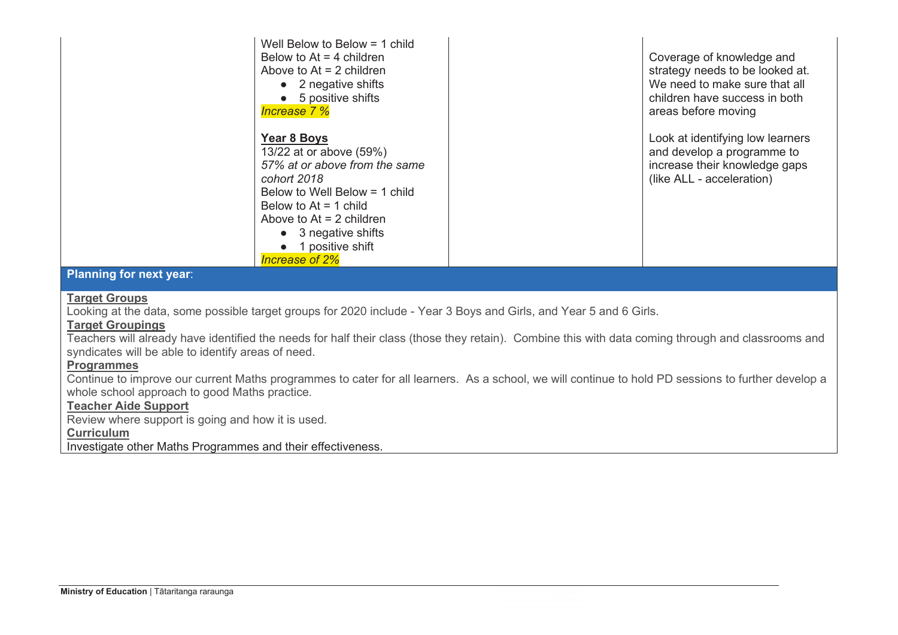| | | | |
|---|---|---|---|
| | Well Below to Below = 1 child<br>Below to At = 4 children<br>Above to At = 2 children<br>● 2 negative shifts<br>● 5 positive shifts<br>*Increase 7 %*<br><br>**Year 8 Boys**<br>13/22 at or above (59%)<br>*57% at or above from the same cohort 2018*<br>Below to Well Below = 1 child<br>Below to At = 1 child<br>Above to At = 2 children<br>● 3 negative shifts<br>● 1 positive shift<br>*Increase of 2%* | | Coverage of knowledge and strategy needs to be looked at. We need to make sure that all children have success in both areas before moving<br><br>Look at identifying low learners and develop a programme to increase their knowledge gaps (like ALL - acceleration) |

**Planning for next year**:

**Target Groups**

Looking at the data, some possible target groups for 2020 include - Year 3 Boys and Girls, and Year 5 and 6 Girls.

**Target Groupings**

Teachers will already have identified the needs for half their class (those they retain). Combine this with data coming through and classrooms and syndicates will be able to identify areas of need.

**Programmes**

Continue to improve our current Maths programmes to cater for all learners. As a school, we will continue to hold PD sessions to further develop a whole school approach to good Maths practice.

**Teacher Aide Support**

Review where support is going and how it is used.

**Curriculum**

Investigate other Maths Programmes and their effectiveness.